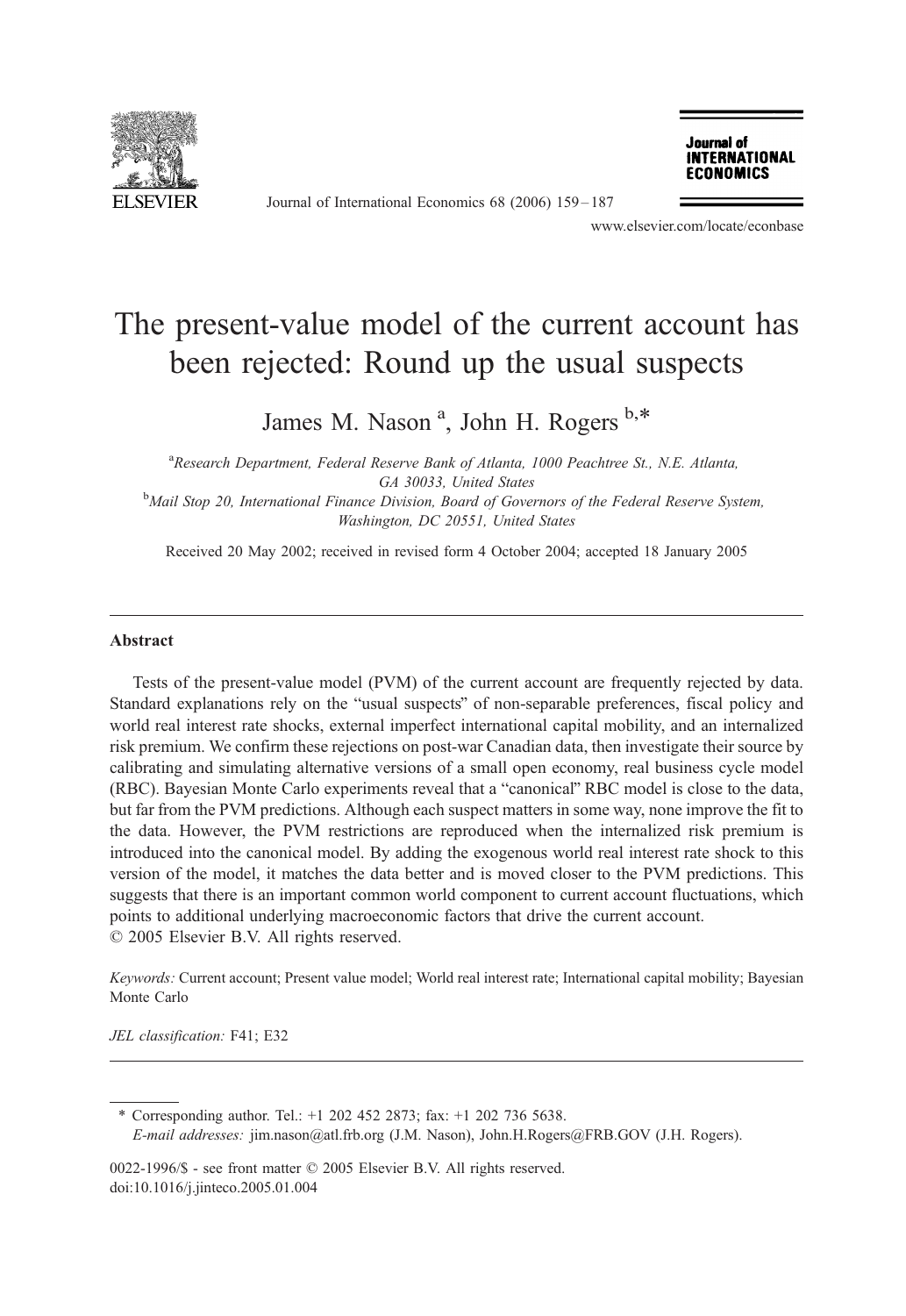# The present-value model of the current account has been rejected: Round up the usual suspects

James M. Nason [a], John H. Rogers [b,*]

[a] Research Department, Federal Reserve Bank of Atlanta, 1000 Peachtree St., N.E. Atlanta, GA 30033, United States

[b] Mail Stop 20, International Finance Division, Board of Governors of the Federal Reserve System, Washington, DC 20551, United States

Received 20 May 2002; received in revised form 4 October 2004; accepted 18 January 2005

## Abstract

Tests of the present-value model (PVM) of the current account are frequently rejected by data. Standard explanations rely on the "usual suspects" of non-separable preferences, fiscal policy and world real interest rate shocks, external imperfect international capital mobility, and an internalized risk premium. We confirm these rejections on post-war Canadian data, then investigate their source by calibrating and simulating alternative versions of a small open economy, real business cycle model (RBC). Bayesian Monte Carlo experiments reveal that a "canonical" RBC model is close to the data, but far from the PVM predictions. Although each suspect matters in some way, none improve the fit to the data. However, the PVM restrictions are reproduced when the internalized risk premium is introduced into the canonical model. By adding the exogenous world real interest rate shock to this version of the model, it matches the data better and is moved closer to the PVM predictions. This suggests that there is an important common world component to current account fluctuations, which points to additional underlying macroeconomic factors that drive the current account.

© 2005 Elsevier B.V. All rights reserved.

*Keywords:* Current account; Present value model; World real interest rate; International capital mobility; Bayesian Monte Carlo

*JEL classification:* F41; E32

---

\* Corresponding author. Tel.: +1 202 452 2873; fax: +1 202 736 5638.
*E-mail addresses:* jim.nason@atl.frb.org (J.M. Nason), John.H.Rogers@FRB.GOV (J.H. Rogers).

0022-1996/$ - see front matter © 2005 Elsevier B.V. All rights reserved.
doi:10.1016/j.jinteco.2005.01.004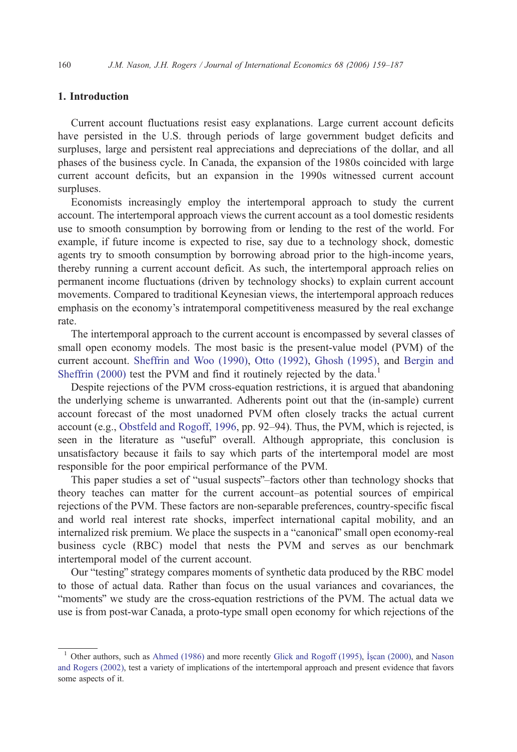## 1. Introduction

Current account fluctuations resist easy explanations. Large current account deficits have persisted in the U.S. through periods of large government budget deficits and surpluses, large and persistent real appreciations and depreciations of the dollar, and all phases of the business cycle. In Canada, the expansion of the 1980s coincided with large current account deficits, but an expansion in the 1990s witnessed current account surpluses.

Economists increasingly employ the intertemporal approach to study the current account. The intertemporal approach views the current account as a tool domestic residents use to smooth consumption by borrowing from or lending to the rest of the world. For example, if future income is expected to rise, say due to a technology shock, domestic agents try to smooth consumption by borrowing abroad prior to the high-income years, thereby running a current account deficit. As such, the intertemporal approach relies on permanent income fluctuations (driven by technology shocks) to explain current account movements. Compared to traditional Keynesian views, the intertemporal approach reduces emphasis on the economy's intratemporal competitiveness measured by the real exchange rate.

The intertemporal approach to the current account is encompassed by several classes of small open economy models. The most basic is the present-value model (PVM) of the current account. Sheffrin and Woo (1990), Otto (1992), Ghosh (1995), and Bergin and Sheffrin (2000) test the PVM and find it routinely rejected by the data.[1]

Despite rejections of the PVM cross-equation restrictions, it is argued that abandoning the underlying scheme is unwarranted. Adherents point out that the (in-sample) current account forecast of the most unadorned PVM often closely tracks the actual current account (e.g., Obstfeld and Rogoff, 1996, pp. 92–94). Thus, the PVM, which is rejected, is seen in the literature as "useful" overall. Although appropriate, this conclusion is unsatisfactory because it fails to say which parts of the intertemporal model are most responsible for the poor empirical performance of the PVM.

This paper studies a set of "usual suspects"–factors other than technology shocks that theory teaches can matter for the current account–as potential sources of empirical rejections of the PVM. These factors are non-separable preferences, country-specific fiscal and world real interest rate shocks, imperfect international capital mobility, and an internalized risk premium. We place the suspects in a "canonical" small open economy-real business cycle (RBC) model that nests the PVM and serves as our benchmark intertemporal model of the current account.

Our "testing" strategy compares moments of synthetic data produced by the RBC model to those of actual data. Rather than focus on the usual variances and covariances, the "moments" we study are the cross-equation restrictions of the PVM. The actual data we use is from post-war Canada, a proto-type small open economy for which rejections of the

[1] Other authors, such as Ahmed (1986) and more recently Glick and Rogoff (1995), İşcan (2000), and Nason and Rogers (2002), test a variety of implications of the intertemporal approach and present evidence that favors some aspects of it.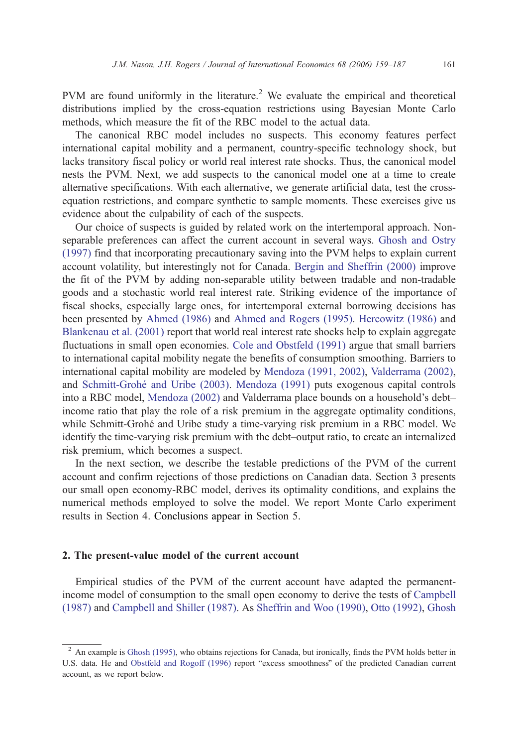PVM are found uniformly in the literature.[2] We evaluate the empirical and theoretical distributions implied by the cross-equation restrictions using Bayesian Monte Carlo methods, which measure the fit of the RBC model to the actual data.

The canonical RBC model includes no suspects. This economy features perfect international capital mobility and a permanent, country-specific technology shock, but lacks transitory fiscal policy or world real interest rate shocks. Thus, the canonical model nests the PVM. Next, we add suspects to the canonical model one at a time to create alternative specifications. With each alternative, we generate artificial data, test the cross-equation restrictions, and compare synthetic to sample moments. These exercises give us evidence about the culpability of each of the suspects.

Our choice of suspects is guided by related work on the intertemporal approach. Non-separable preferences can affect the current account in several ways. Ghosh and Ostry (1997) find that incorporating precautionary saving into the PVM helps to explain current account volatility, but interestingly not for Canada. Bergin and Sheffrin (2000) improve the fit of the PVM by adding non-separable utility between tradable and non-tradable goods and a stochastic world real interest rate. Striking evidence of the importance of fiscal shocks, especially large ones, for intertemporal external borrowing decisions has been presented by Ahmed (1986) and Ahmed and Rogers (1995). Hercowitz (1986) and Blankenau et al. (2001) report that world real interest rate shocks help to explain aggregate fluctuations in small open economies. Cole and Obstfeld (1991) argue that small barriers to international capital mobility negate the benefits of consumption smoothing. Barriers to international capital mobility are modeled by Mendoza (1991, 2002), Valderrama (2002), and Schmitt-Grohé and Uribe (2003). Mendoza (1991) puts exogenous capital controls into a RBC model, Mendoza (2002) and Valderrama place bounds on a household's debt–income ratio that play the role of a risk premium in the aggregate optimality conditions, while Schmitt-Grohé and Uribe study a time-varying risk premium in a RBC model. We identify the time-varying risk premium with the debt–output ratio, to create an internalized risk premium, which becomes a suspect.

In the next section, we describe the testable predictions of the PVM of the current account and confirm rejections of those predictions on Canadian data. Section 3 presents our small open economy-RBC model, derives its optimality conditions, and explains the numerical methods employed to solve the model. We report Monte Carlo experiment results in Section 4. Conclusions appear in Section 5.

## 2. The present-value model of the current account

Empirical studies of the PVM of the current account have adapted the permanent-income model of consumption to the small open economy to derive the tests of Campbell (1987) and Campbell and Shiller (1987). As Sheffrin and Woo (1990), Otto (1992), Ghosh

[2] An example is Ghosh (1995), who obtains rejections for Canada, but ironically, finds the PVM holds better in U.S. data. He and Obstfeld and Rogoff (1996) report "excess smoothness" of the predicted Canadian current account, as we report below.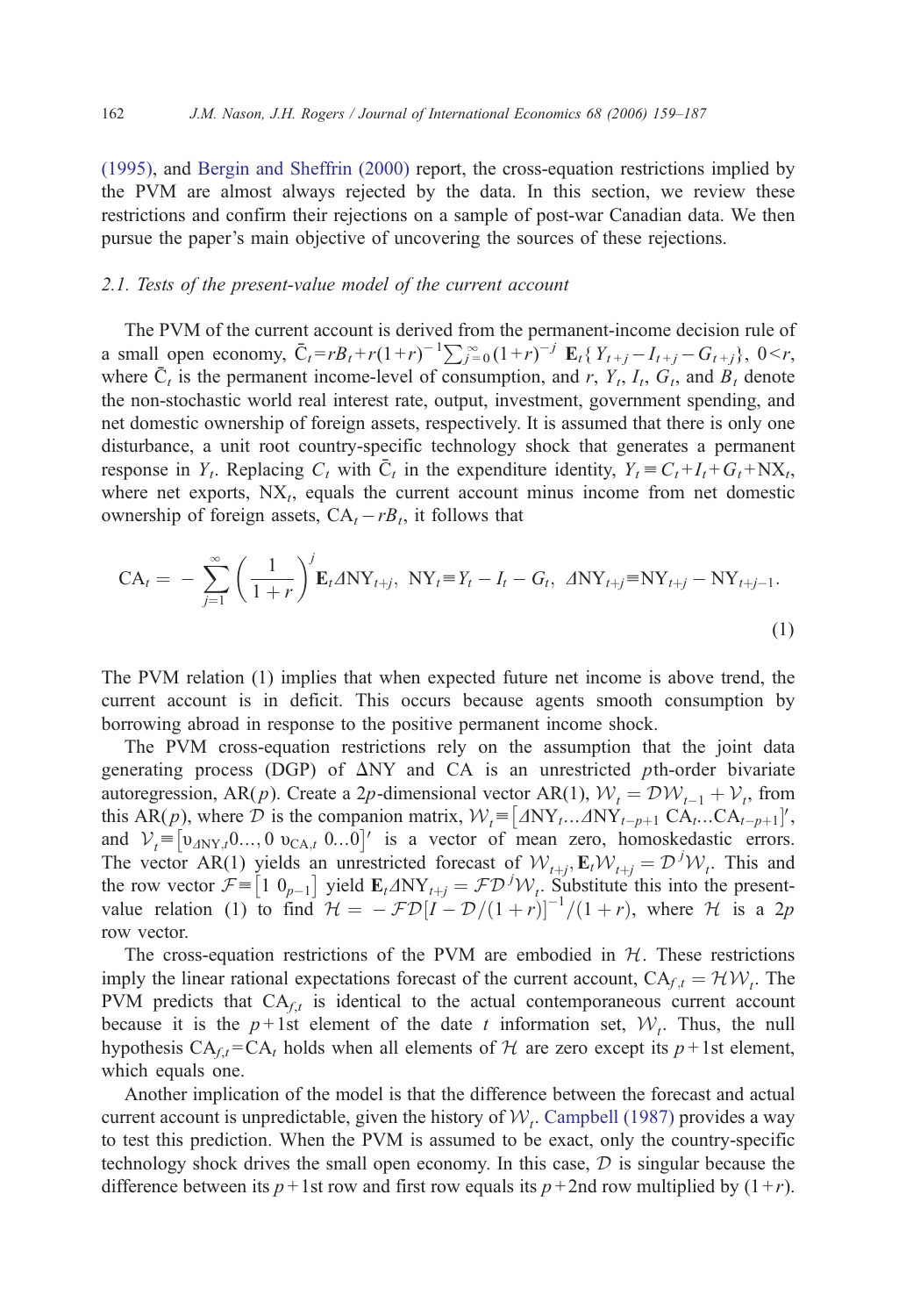(1995), and Bergin and Sheffrin (2000) report, the cross-equation restrictions implied by the PVM are almost always rejected by the data. In this section, we review these restrictions and confirm their rejections on a sample of post-war Canadian data. We then pursue the paper's main objective of uncovering the sources of these rejections.

### 2.1. Tests of the present-value model of the current account

The PVM of the current account is derived from the permanent-income decision rule of a small open economy, $\bar{C}_t = rB_t + r(1+r)^{-1}\sum_{j=0}^{\infty}(1+r)^{-j}\,\mathbf{E}_t\{Y_{t+j} - I_{t+j} - G_{t+j}\}$, $0<r$, where $\bar{C}_t$ is the permanent income-level of consumption, and $r$, $Y_t$, $I_t$, $G_t$, and $B_t$ denote the non-stochastic world real interest rate, output, investment, government spending, and net domestic ownership of foreign assets, respectively. It is assumed that there is only one disturbance, a unit root country-specific technology shock that generates a permanent response in $Y_t$. Replacing $C_t$ with $\bar{C}_t$ in the expenditure identity, $Y_t \equiv C_t + I_t + G_t + \mathrm{NX}_t$, where net exports, $\mathrm{NX}_t$, equals the current account minus income from net domestic ownership of foreign assets, $\mathrm{CA}_t - rB_t$, it follows that

$$\mathrm{CA}_t = -\sum_{j=1}^{\infty}\left(\frac{1}{1+r}\right)^j \mathbf{E}_t \Delta\mathrm{NY}_{t+j},\ \ \mathrm{NY}_t \equiv Y_t - I_t - G_t,\ \ \Delta\mathrm{NY}_{t+j} \equiv \mathrm{NY}_{t+j} - \mathrm{NY}_{t+j-1}. \tag{1}$$

The PVM relation (1) implies that when expected future net income is above trend, the current account is in deficit. This occurs because agents smooth consumption by borrowing abroad in response to the positive permanent income shock.

The PVM cross-equation restrictions rely on the assumption that the joint data generating process (DGP) of $\Delta\mathrm{NY}$ and CA is an unrestricted $p$th-order bivariate autoregression, AR($p$). Create a $2p$-dimensional vector AR(1), $\mathcal{W}_t = \mathcal{D}\mathcal{W}_{t-1} + \mathcal{V}_t$, from this AR($p$), where $\mathcal{D}$ is the companion matrix, $\mathcal{W}_t \equiv [\Delta\mathrm{NY}_t \ldots \Delta\mathrm{NY}_{t-p+1}\ \mathrm{CA}_t \ldots \mathrm{CA}_{t-p+1}]'$, and $\mathcal{V}_t \equiv [\upsilon_{\Delta\mathrm{NY},t} 0 \ldots, 0\ \upsilon_{\mathrm{CA},t}\ 0 \ldots 0]'$ is a vector of mean zero, homoskedastic errors. The vector AR(1) yields an unrestricted forecast of $\mathcal{W}_{t+j}$, $\mathbf{E}_t\mathcal{W}_{t+j} = \mathcal{D}^j\mathcal{W}_t$. This and the row vector $\mathcal{F} \equiv [1\ 0_{p-1}]$ yield $\mathbf{E}_t\Delta\mathrm{NY}_{t+j} = \mathcal{F}\mathcal{D}^j\mathcal{W}_t$. Substitute this into the present-value relation (1) to find $\mathcal{H} = -\mathcal{F}\mathcal{D}[I - \mathcal{D}/(1+r)]^{-1}/(1+r)$, where $\mathcal{H}$ is a $2p$ row vector.

The cross-equation restrictions of the PVM are embodied in $\mathcal{H}$. These restrictions imply the linear rational expectations forecast of the current account, $\mathrm{CA}_{f,t} = \mathcal{H}\mathcal{W}_t$. The PVM predicts that $\mathrm{CA}_{f,t}$ is identical to the actual contemporaneous current account because it is the $p+1$st element of the date $t$ information set, $\mathcal{W}_t$. Thus, the null hypothesis $\mathrm{CA}_{f,t} = \mathrm{CA}_t$ holds when all elements of $\mathcal{H}$ are zero except its $p+1$st element, which equals one.

Another implication of the model is that the difference between the forecast and actual current account is unpredictable, given the history of $\mathcal{W}_t$. Campbell (1987) provides a way to test this prediction. When the PVM is assumed to be exact, only the country-specific technology shock drives the small open economy. In this case, $\mathcal{D}$ is singular because the difference between its $p+1$st row and first row equals its $p+2$nd row multiplied by $(1+r)$.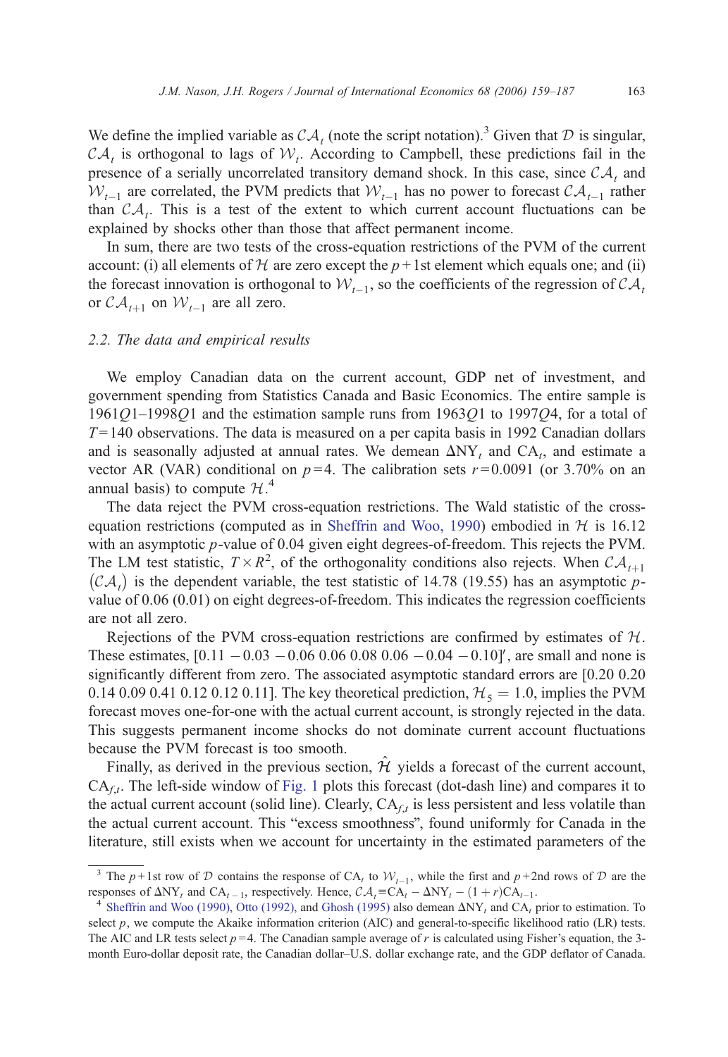We define the implied variable as $\mathcal{CA}_t$ (note the script notation).[3] Given that $\mathcal{D}$ is singular, $\mathcal{CA}_t$ is orthogonal to lags of $\mathcal{W}_t$. According to Campbell, these predictions fail in the presence of a serially uncorrelated transitory demand shock. In this case, since $\mathcal{CA}_t$ and $\mathcal{W}_{t-1}$ are correlated, the PVM predicts that $\mathcal{W}_{t-1}$ has no power to forecast $\mathcal{CA}_{t-1}$ rather than $\mathcal{CA}_t$. This is a test of the extent to which current account fluctuations can be explained by shocks other than those that affect permanent income.

In sum, there are two tests of the cross-equation restrictions of the PVM of the current account: (i) all elements of $\mathcal{H}$ are zero except the $p+1$st element which equals one; and (ii) the forecast innovation is orthogonal to $\mathcal{W}_{t-1}$, so the coefficients of the regression of $\mathcal{CA}_t$ or $\mathcal{CA}_{t+1}$ on $\mathcal{W}_{t-1}$ are all zero.

### 2.2. The data and empirical results

We employ Canadian data on the current account, GDP net of investment, and government spending from Statistics Canada and Basic Economics. The entire sample is 1961$Q$1–1998$Q$1 and the estimation sample runs from 1963$Q$1 to 1997$Q$4, for a total of $T=140$ observations. The data is measured on a per capita basis in 1992 Canadian dollars and is seasonally adjusted at annual rates. We demean $\Delta \mathrm{NY}_t$ and $\mathrm{CA}_t$, and estimate a vector AR (VAR) conditional on $p=4$. The calibration sets $r=0.0091$ (or 3.70% on an annual basis) to compute $\mathcal{H}$.[4]

The data reject the PVM cross-equation restrictions. The Wald statistic of the cross-equation restrictions (computed as in Sheffrin and Woo, 1990) embodied in $\mathcal{H}$ is 16.12 with an asymptotic $p$-value of 0.04 given eight degrees-of-freedom. This rejects the PVM. The LM test statistic, $T \times R^2$, of the orthogonality conditions also rejects. When $\mathcal{CA}_{t+1}$ $\left(\mathcal{CA}_t\right)$ is the dependent variable, the test statistic of 14.78 (19.55) has an asymptotic $p$-value of 0.06 (0.01) on eight degrees-of-freedom. This indicates the regression coefficients are not all zero.

Rejections of the PVM cross-equation restrictions are confirmed by estimates of $\mathcal{H}$. These estimates, $[0.11\ -0.03\ -0.06\ 0.06\ 0.08\ 0.06\ -0.04\ -0.10]'$, are small and none is significantly different from zero. The associated asymptotic standard errors are [0.20 0.20 0.14 0.09 0.41 0.12 0.12 0.11]. The key theoretical prediction, $\mathcal{H}_5 = 1.0$, implies the PVM forecast moves one-for-one with the actual current account, is strongly rejected in the data. This suggests permanent income shocks do not dominate current account fluctuations because the PVM forecast is too smooth.

Finally, as derived in the previous section, $\hat{\mathcal{H}}$ yields a forecast of the current account, $\mathrm{CA}_{f,t}$. The left-side window of Fig. 1 plots this forecast (dot-dash line) and compares it to the actual current account (solid line). Clearly, $\mathrm{CA}_{f,t}$ is less persistent and less volatile than the actual current account. This "excess smoothness", found uniformly for Canada in the literature, still exists when we account for uncertainty in the estimated parameters of the

---

[3] The $p+1$st row of $\mathcal{D}$ contains the response of $\mathrm{CA}_t$ to $\mathcal{W}_{t-1}$, while the first and $p+2$nd rows of $\mathcal{D}$ are the responses of $\Delta \mathrm{NY}_t$ and $\mathrm{CA}_{t-1}$, respectively. Hence, $\mathcal{CA}_t \equiv \mathrm{CA}_t - \Delta \mathrm{NY}_t - (1+r)\mathrm{CA}_{t-1}$.

[4] Sheffrin and Woo (1990), Otto (1992), and Ghosh (1995) also demean $\Delta \mathrm{NY}_t$ and $\mathrm{CA}_t$ prior to estimation. To select $p$, we compute the Akaike information criterion (AIC) and general-to-specific likelihood ratio (LR) tests. The AIC and LR tests select $p=4$. The Canadian sample average of $r$ is calculated using Fisher's equation, the 3-month Euro-dollar deposit rate, the Canadian dollar–U.S. dollar exchange rate, and the GDP deflator of Canada.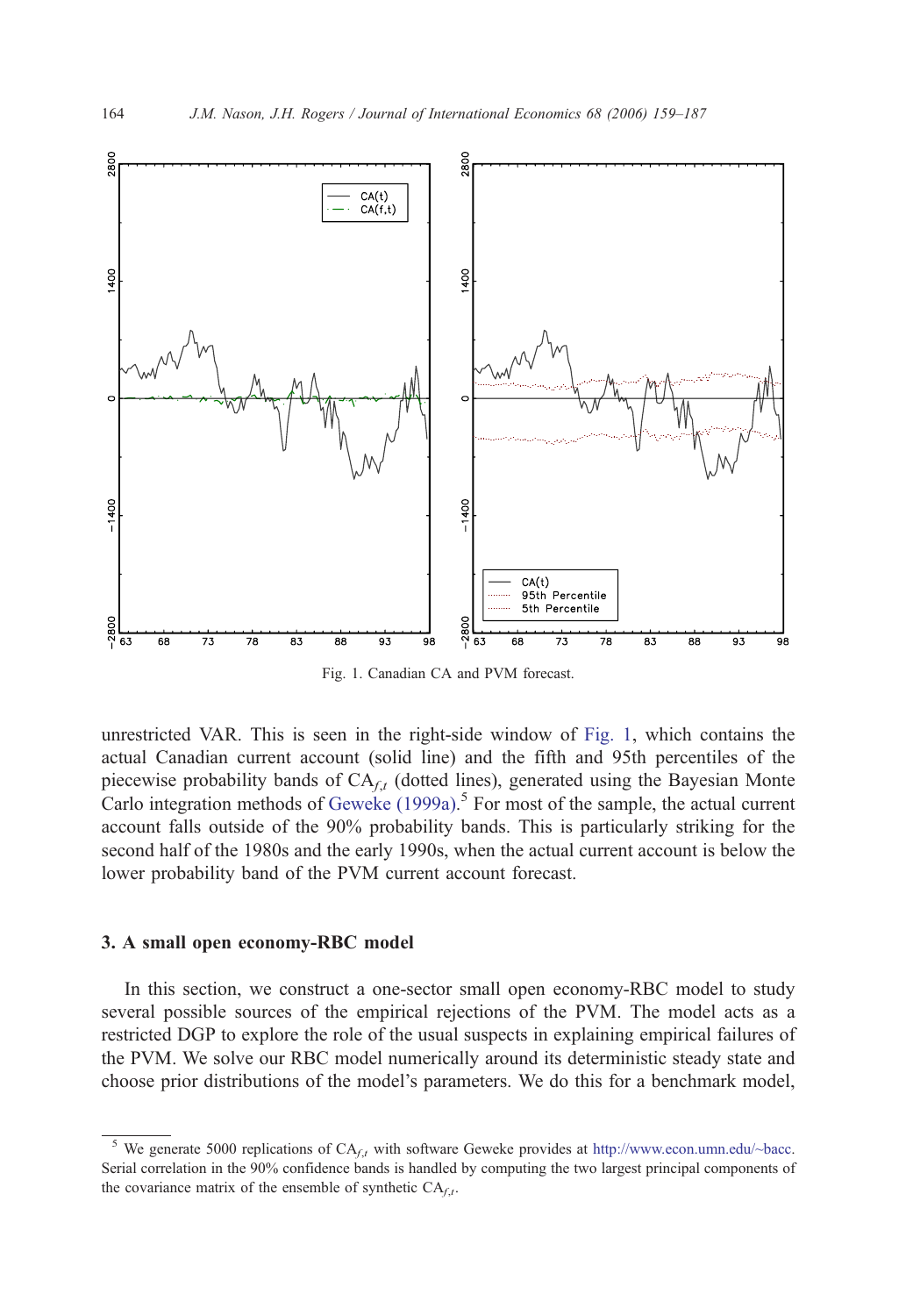Fig. 1. Canadian CA and PVM forecast.

unrestricted VAR. This is seen in the right-side window of Fig. 1, which contains the actual Canadian current account (solid line) and the fifth and 95th percentiles of the piecewise probability bands of $CA_{f,t}$ (dotted lines), generated using the Bayesian Monte Carlo integration methods of Geweke (1999a).[5] For most of the sample, the actual current account falls outside of the 90% probability bands. This is particularly striking for the second half of the 1980s and the early 1990s, when the actual current account is below the lower probability band of the PVM current account forecast.

## 3. A small open economy-RBC model

In this section, we construct a one-sector small open economy-RBC model to study several possible sources of the empirical rejections of the PVM. The model acts as a restricted DGP to explore the role of the usual suspects in explaining empirical failures of the PVM. We solve our RBC model numerically around its deterministic steady state and choose prior distributions of the model's parameters. We do this for a benchmark model,

[5] We generate 5000 replications of $CA_{f,t}$ with software Geweke provides at http://www.econ.umn.edu/~bacc. Serial correlation in the 90% confidence bands is handled by computing the two largest principal components of the covariance matrix of the ensemble of synthetic $CA_{f,t}$.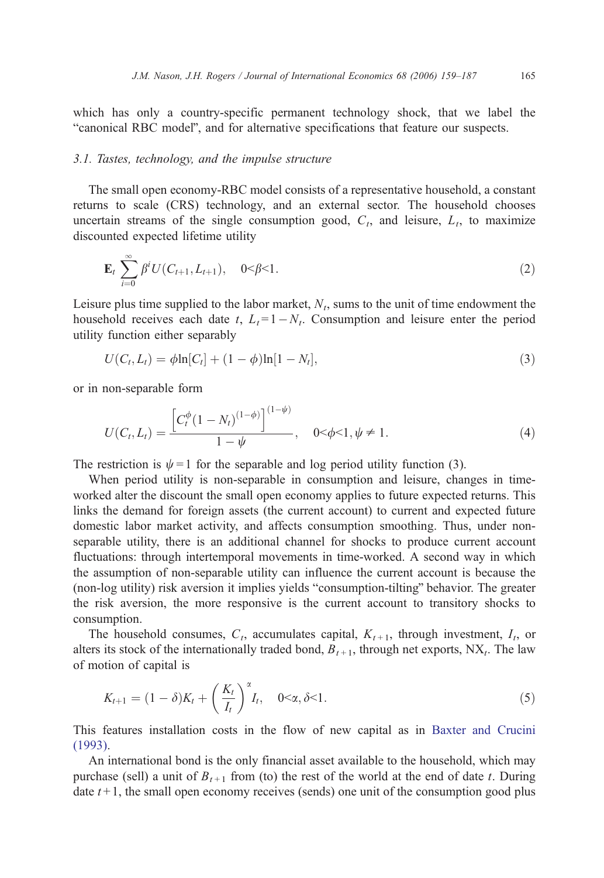which has only a country-specific permanent technology shock, that we label the "canonical RBC model", and for alternative specifications that feature our suspects.

### 3.1. Tastes, technology, and the impulse structure

The small open economy-RBC model consists of a representative household, a constant returns to scale (CRS) technology, and an external sector. The household chooses uncertain streams of the single consumption good, $C_t$, and leisure, $L_t$, to maximize discounted expected lifetime utility

$$\mathbf{E}_t \sum_{i=0}^{\infty} \beta^i U(C_{t+1}, L_{t+1}), \quad 0<\beta<1. \tag{2}$$

Leisure plus time supplied to the labor market, $N_t$, sums to the unit of time endowment the household receives each date $t$, $L_t = 1 - N_t$. Consumption and leisure enter the period utility function either separably

$$U(C_t, L_t) = \phi \ln[C_t] + (1-\phi)\ln[1-N_t], \tag{3}$$

or in non-separable form

$$U(C_t, L_t) = \frac{\left[C_t^{\phi}(1-N_t)^{(1-\phi)}\right]^{(1-\psi)}}{1-\psi}, \quad 0<\phi<1, \psi \neq 1. \tag{4}$$

The restriction is $\psi = 1$ for the separable and log period utility function (3).

When period utility is non-separable in consumption and leisure, changes in time-worked alter the discount the small open economy applies to future expected returns. This links the demand for foreign assets (the current account) to current and expected future domestic labor market activity, and affects consumption smoothing. Thus, under non-separable utility, there is an additional channel for shocks to produce current account fluctuations: through intertemporal movements in time-worked. A second way in which the assumption of non-separable utility can influence the current account is because the (non-log utility) risk aversion it implies yields "consumption-tilting" behavior. The greater the risk aversion, the more responsive is the current account to transitory shocks to consumption.

The household consumes, $C_t$, accumulates capital, $K_{t+1}$, through investment, $I_t$, or alters its stock of the internationally traded bond, $B_{t+1}$, through net exports, $NX_t$. The law of motion of capital is

$$K_{t+1} = (1-\delta)K_t + \left(\frac{K_t}{I_t}\right)^{\alpha} I_t, \quad 0<\alpha, \delta<1. \tag{5}$$

This features installation costs in the flow of new capital as in Baxter and Crucini (1993).

An international bond is the only financial asset available to the household, which may purchase (sell) a unit of $B_{t+1}$ from (to) the rest of the world at the end of date $t$. During date $t+1$, the small open economy receives (sends) one unit of the consumption good plus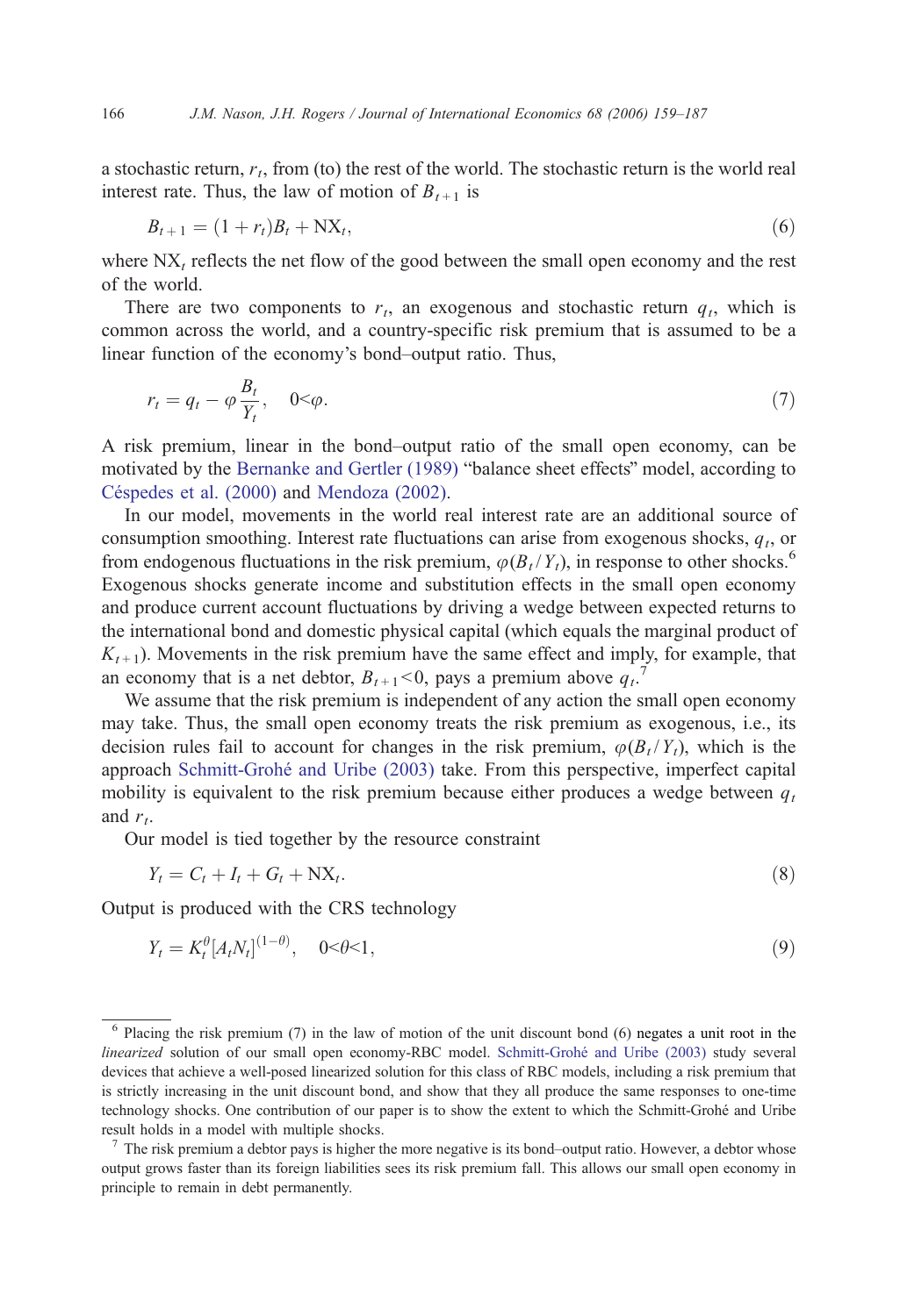a stochastic return, $r_t$, from (to) the rest of the world. The stochastic return is the world real interest rate. Thus, the law of motion of $B_{t+1}$ is

$$B_{t+1} = (1 + r_t)B_t + \mathrm{NX}_t, \tag{6}$$

where $\mathrm{NX}_t$ reflects the net flow of the good between the small open economy and the rest of the world.

There are two components to $r_t$, an exogenous and stochastic return $q_t$, which is common across the world, and a country-specific risk premium that is assumed to be a linear function of the economy's bond–output ratio. Thus,

$$r_t = q_t - \varphi \frac{B_t}{Y_t}, \quad 0<\varphi. \tag{7}$$

A risk premium, linear in the bond–output ratio of the small open economy, can be motivated by the Bernanke and Gertler (1989) "balance sheet effects" model, according to Céspedes et al. (2000) and Mendoza (2002).

In our model, movements in the world real interest rate are an additional source of consumption smoothing. Interest rate fluctuations can arise from exogenous shocks, $q_t$, or from endogenous fluctuations in the risk premium, $\varphi(B_t/Y_t)$, in response to other shocks.[6] Exogenous shocks generate income and substitution effects in the small open economy and produce current account fluctuations by driving a wedge between expected returns to the international bond and domestic physical capital (which equals the marginal product of $K_{t+1}$). Movements in the risk premium have the same effect and imply, for example, that an economy that is a net debtor, $B_{t+1}<0$, pays a premium above $q_t$.[7]

We assume that the risk premium is independent of any action the small open economy may take. Thus, the small open economy treats the risk premium as exogenous, i.e., its decision rules fail to account for changes in the risk premium, $\varphi(B_t/Y_t)$, which is the approach Schmitt-Grohé and Uribe (2003) take. From this perspective, imperfect capital mobility is equivalent to the risk premium because either produces a wedge between $q_t$ and $r_t$.

Our model is tied together by the resource constraint

$$Y_t = C_t + I_t + G_t + \mathrm{NX}_t. \tag{8}$$

Output is produced with the CRS technology

$$Y_t = K_t^{\theta}[A_t N_t]^{(1-\theta)}, \quad 0<\theta<1, \tag{9}$$

[6] Placing the risk premium (7) in the law of motion of the unit discount bond (6) negates a unit root in the *linearized* solution of our small open economy-RBC model. Schmitt-Grohé and Uribe (2003) study several devices that achieve a well-posed linearized solution for this class of RBC models, including a risk premium that is strictly increasing in the unit discount bond, and show that they all produce the same responses to one-time technology shocks. One contribution of our paper is to show the extent to which the Schmitt-Grohé and Uribe result holds in a model with multiple shocks.

[7] The risk premium a debtor pays is higher the more negative is its bond–output ratio. However, a debtor whose output grows faster than its foreign liabilities sees its risk premium fall. This allows our small open economy in principle to remain in debt permanently.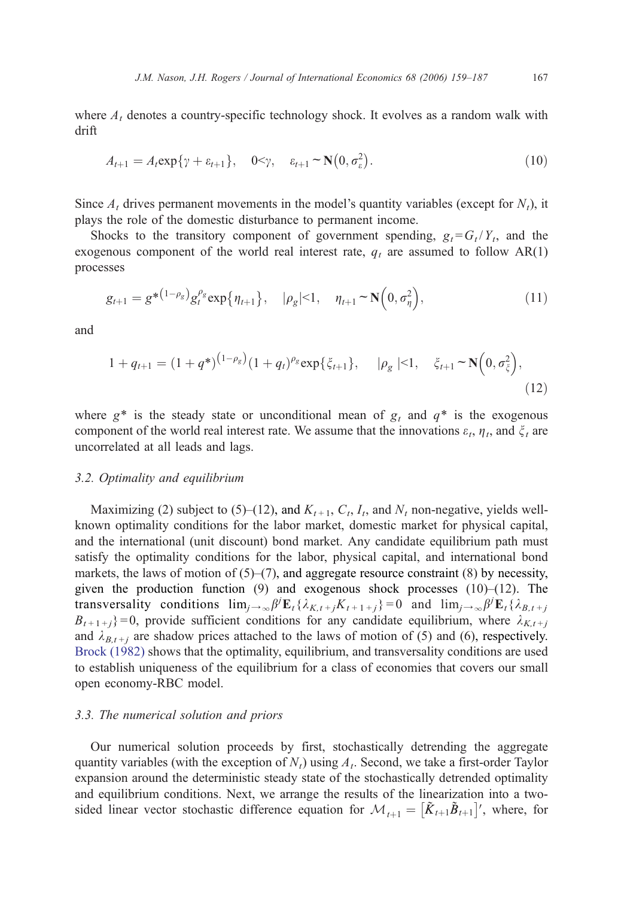where $A_t$ denotes a country-specific technology shock. It evolves as a random walk with drift

$$A_{t+1} = A_t \exp\{\gamma + \varepsilon_{t+1}\}, \quad 0<\gamma, \quad \varepsilon_{t+1} \sim \mathbf{N}\left(0, \sigma_{\varepsilon}^2\right). \tag{10}$$

Since $A_t$ drives permanent movements in the model's quantity variables (except for $N_t$), it plays the role of the domestic disturbance to permanent income.

Shocks to the transitory component of government spending, $g_t = G_t / Y_t$, and the exogenous component of the world real interest rate, $q_t$ are assumed to follow AR(1) processes

$$g_{t+1} = g^{*(1-\rho_g)} g_t^{\rho_g} \exp\{\eta_{t+1}\}, \quad |\rho_g|<1, \quad \eta_{t+1} \sim \mathbf{N}\left(0, \sigma_{\eta}^2\right), \tag{11}$$

and

$$1 + q_{t+1} = (1 + q^*)^{(1-\rho_g)} (1 + q_t)^{\rho_g} \exp\{\xi_{t+1}\}, \quad |\rho_g|<1, \quad \xi_{t+1} \sim \mathbf{N}\left(0, \sigma_{\xi}^2\right), \tag{12}$$

where $g^*$ is the steady state or unconditional mean of $g_t$ and $q^*$ is the exogenous component of the world real interest rate. We assume that the innovations $\varepsilon_t$, $\eta_t$, and $\xi_t$ are uncorrelated at all leads and lags.

### 3.2. Optimality and equilibrium

Maximizing (2) subject to (5)–(12), and $K_{t+1}$, $C_t$, $I_t$, and $N_t$ non-negative, yields well-known optimality conditions for the labor market, domestic market for physical capital, and the international (unit discount) bond market. Any candidate equilibrium path must satisfy the optimality conditions for the labor, physical capital, and international bond markets, the laws of motion of (5)–(7), and aggregate resource constraint (8) by necessity, given the production function (9) and exogenous shock processes (10)–(12). The transversality conditions $\lim_{j\to\infty} \beta^j \mathbf{E}_t\{\lambda_{K,t+j} K_{t+1+j}\} = 0$ and $\lim_{j\to\infty} \beta^j \mathbf{E}_t\{\lambda_{B,t+j} B_{t+1+j}\} = 0$, provide sufficient conditions for any candidate equilibrium, where $\lambda_{K,t+j}$ and $\lambda_{B,t+j}$ are shadow prices attached to the laws of motion of (5) and (6), respectively. Brock (1982) shows that the optimality, equilibrium, and transversality conditions are used to establish uniqueness of the equilibrium for a class of economies that covers our small open economy-RBC model.

### 3.3. The numerical solution and priors

Our numerical solution proceeds by first, stochastically detrending the aggregate quantity variables (with the exception of $N_t$) using $A_t$. Second, we take a first-order Taylor expansion around the deterministic steady state of the stochastically detrended optimality and equilibrium conditions. Next, we arrange the results of the linearization into a two-sided linear vector stochastic difference equation for $\mathcal{M}_{t+1} = \left[\tilde{K}_{t+1} \tilde{B}_{t+1}\right]'$, where, for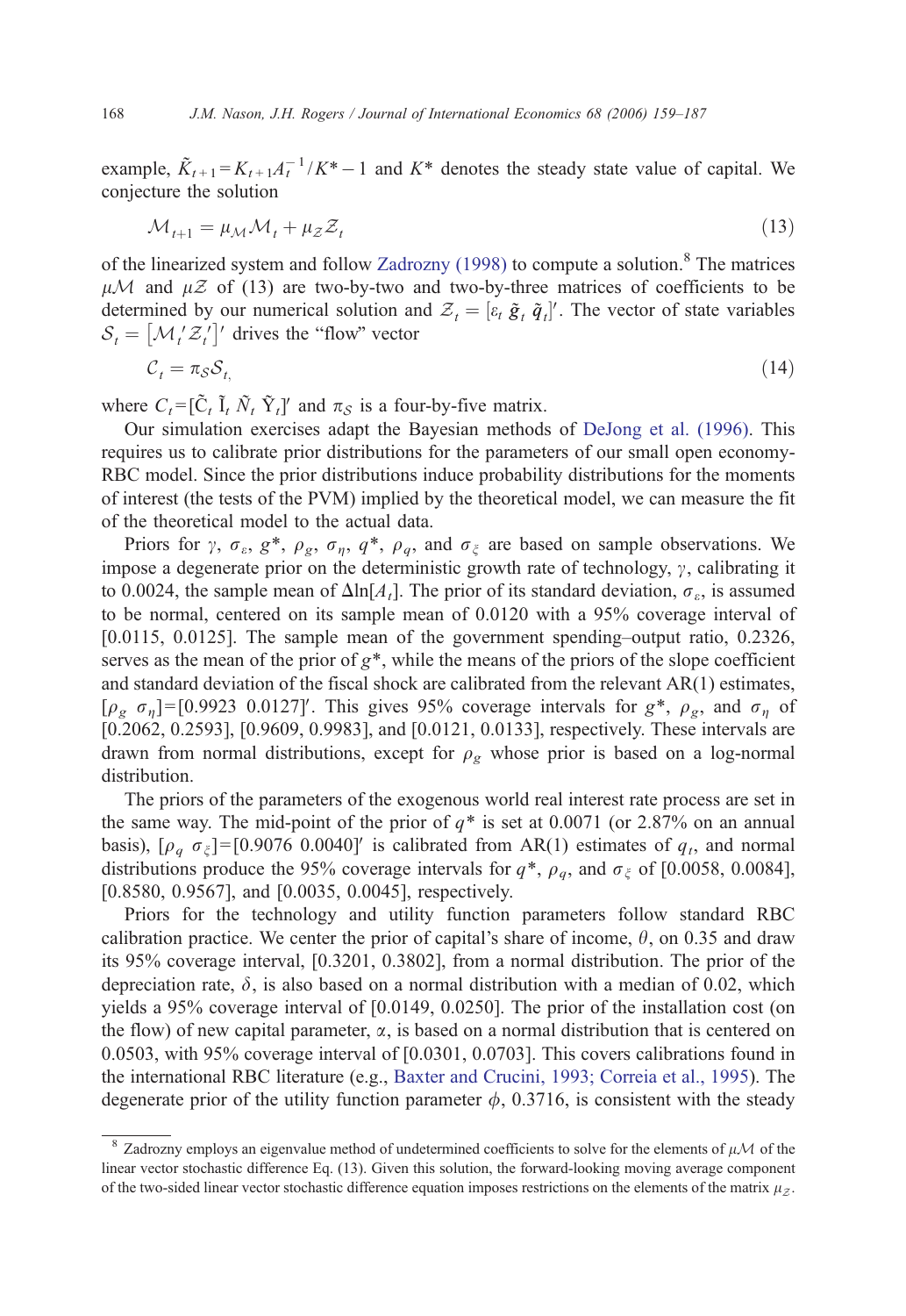example, $\tilde{K}_{t+1}=K_{t+1}A_t^{-1}/K^*-1$ and $K^*$ denotes the steady state value of capital. We conjecture the solution

$$\mathcal{M}_{t+1}=\mu_{\mathcal{M}}\mathcal{M}_t+\mu_{\mathcal{Z}}\mathcal{Z}_t \tag{13}$$

of the linearized system and follow Zadrozny (1998) to compute a solution.[8] The matrices $\mu\mathcal{M}$ and $\mu\mathcal{Z}$ of (13) are two-by-two and two-by-three matrices of coefficients to be determined by our numerical solution and $\mathcal{Z}_t=[\varepsilon_t\ \tilde{g}_t\ \tilde{q}_t]'$. The vector of state variables $\mathcal{S}_t=[\mathcal{M}_t{}'\mathcal{Z}_t{}']'$ drives the "flow" vector

$$\mathcal{C}_t=\pi_{\mathcal{S}}\mathcal{S}_t, \tag{14}$$

where $C_t=[\tilde{C}_t\ \tilde{I}_t\ \tilde{N}_t\ \tilde{Y}_t]'$ and $\pi_{\mathcal{S}}$ is a four-by-five matrix.

Our simulation exercises adapt the Bayesian methods of DeJong et al. (1996). This requires us to calibrate prior distributions for the parameters of our small open economy-RBC model. Since the prior distributions induce probability distributions for the moments of interest (the tests of the PVM) implied by the theoretical model, we can measure the fit of the theoretical model to the actual data.

Priors for $\gamma$, $\sigma_\varepsilon$, $g^*$, $\rho_g$, $\sigma_\eta$, $q^*$, $\rho_q$, and $\sigma_\xi$ are based on sample observations. We impose a degenerate prior on the deterministic growth rate of technology, $\gamma$, calibrating it to 0.0024, the sample mean of $\Delta\ln[A_t]$. The prior of its standard deviation, $\sigma_\varepsilon$, is assumed to be normal, centered on its sample mean of 0.0120 with a 95% coverage interval of [0.0115, 0.0125]. The sample mean of the government spending–output ratio, 0.2326, serves as the mean of the prior of $g^*$, while the means of the priors of the slope coefficient and standard deviation of the fiscal shock are calibrated from the relevant AR(1) estimates, $[\rho_g\ \sigma_\eta]=[0.9923\ 0.0127]'$. This gives 95% coverage intervals for $g^*$, $\rho_g$, and $\sigma_\eta$ of [0.2062, 0.2593], [0.9609, 0.9983], and [0.0121, 0.0133], respectively. These intervals are drawn from normal distributions, except for $\rho_g$ whose prior is based on a log-normal distribution.

The priors of the parameters of the exogenous world real interest rate process are set in the same way. The mid-point of the prior of $q^*$ is set at 0.0071 (or 2.87% on an annual basis), $[\rho_q\ \sigma_\xi]=[0.9076\ 0.0040]'$ is calibrated from AR(1) estimates of $q_t$, and normal distributions produce the 95% coverage intervals for $q^*$, $\rho_q$, and $\sigma_\xi$ of [0.0058, 0.0084], [0.8580, 0.9567], and [0.0035, 0.0045], respectively.

Priors for the technology and utility function parameters follow standard RBC calibration practice. We center the prior of capital's share of income, $\theta$, on 0.35 and draw its 95% coverage interval, [0.3201, 0.3802], from a normal distribution. The prior of the depreciation rate, $\delta$, is also based on a normal distribution with a median of 0.02, which yields a 95% coverage interval of [0.0149, 0.0250]. The prior of the installation cost (on the flow) of new capital parameter, $\alpha$, is based on a normal distribution that is centered on 0.0503, with 95% coverage interval of [0.0301, 0.0703]. This covers calibrations found in the international RBC literature (e.g., Baxter and Crucini, 1993; Correia et al., 1995). The degenerate prior of the utility function parameter $\phi$, 0.3716, is consistent with the steady

[8] Zadrozny employs an eigenvalue method of undetermined coefficients to solve for the elements of $\mu\mathcal{M}$ of the linear vector stochastic difference Eq. (13). Given this solution, the forward-looking moving average component of the two-sided linear vector stochastic difference equation imposes restrictions on the elements of the matrix $\mu_{\mathcal{Z}}$.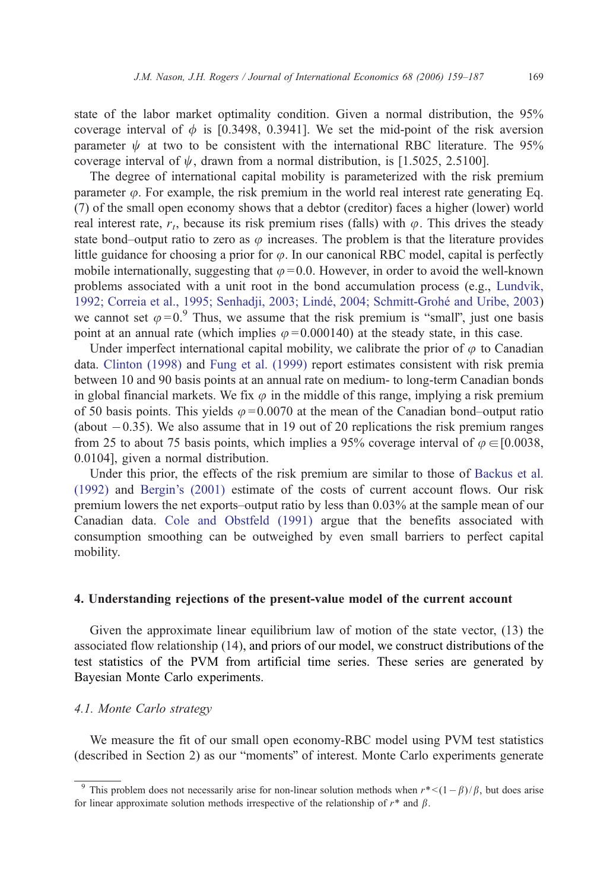state of the labor market optimality condition. Given a normal distribution, the 95% coverage interval of $\phi$ is [0.3498, 0.3941]. We set the mid-point of the risk aversion parameter $\psi$ at two to be consistent with the international RBC literature. The 95% coverage interval of $\psi$, drawn from a normal distribution, is [1.5025, 2.5100].

The degree of international capital mobility is parameterized with the risk premium parameter $\varphi$. For example, the risk premium in the world real interest rate generating Eq. (7) of the small open economy shows that a debtor (creditor) faces a higher (lower) world real interest rate, $r_t$, because its risk premium rises (falls) with $\varphi$. This drives the steady state bond–output ratio to zero as $\varphi$ increases. The problem is that the literature provides little guidance for choosing a prior for $\varphi$. In our canonical RBC model, capital is perfectly mobile internationally, suggesting that $\varphi = 0.0$. However, in order to avoid the well-known problems associated with a unit root in the bond accumulation process (e.g., Lundvik, 1992; Correia et al., 1995; Senhadji, 2003; Lindé, 2004; Schmitt-Grohé and Uribe, 2003) we cannot set $\varphi = 0$.[9] Thus, we assume that the risk premium is "small", just one basis point at an annual rate (which implies $\varphi = 0.000140$) at the steady state, in this case.

Under imperfect international capital mobility, we calibrate the prior of $\varphi$ to Canadian data. Clinton (1998) and Fung et al. (1999) report estimates consistent with risk premia between 10 and 90 basis points at an annual rate on medium- to long-term Canadian bonds in global financial markets. We fix $\varphi$ in the middle of this range, implying a risk premium of 50 basis points. This yields $\varphi = 0.0070$ at the mean of the Canadian bond–output ratio (about $-0.35$). We also assume that in 19 out of 20 replications the risk premium ranges from 25 to about 75 basis points, which implies a 95% coverage interval of $\varphi \in [0.0038, 0.0104]$, given a normal distribution.

Under this prior, the effects of the risk premium are similar to those of Backus et al. (1992) and Bergin's (2001) estimate of the costs of current account flows. Our risk premium lowers the net exports–output ratio by less than 0.03% at the sample mean of our Canadian data. Cole and Obstfeld (1991) argue that the benefits associated with consumption smoothing can be outweighed by even small barriers to perfect capital mobility.

## 4. Understanding rejections of the present-value model of the current account

Given the approximate linear equilibrium law of motion of the state vector, (13) the associated flow relationship (14), and priors of our model, we construct distributions of the test statistics of the PVM from artificial time series. These series are generated by Bayesian Monte Carlo experiments.

### 4.1. Monte Carlo strategy

We measure the fit of our small open economy-RBC model using PVM test statistics (described in Section 2) as our "moments" of interest. Monte Carlo experiments generate

[9] This problem does not necessarily arise for non-linear solution methods when $r^* < (1-\beta)/\beta$, but does arise for linear approximate solution methods irrespective of the relationship of $r^*$ and $\beta$.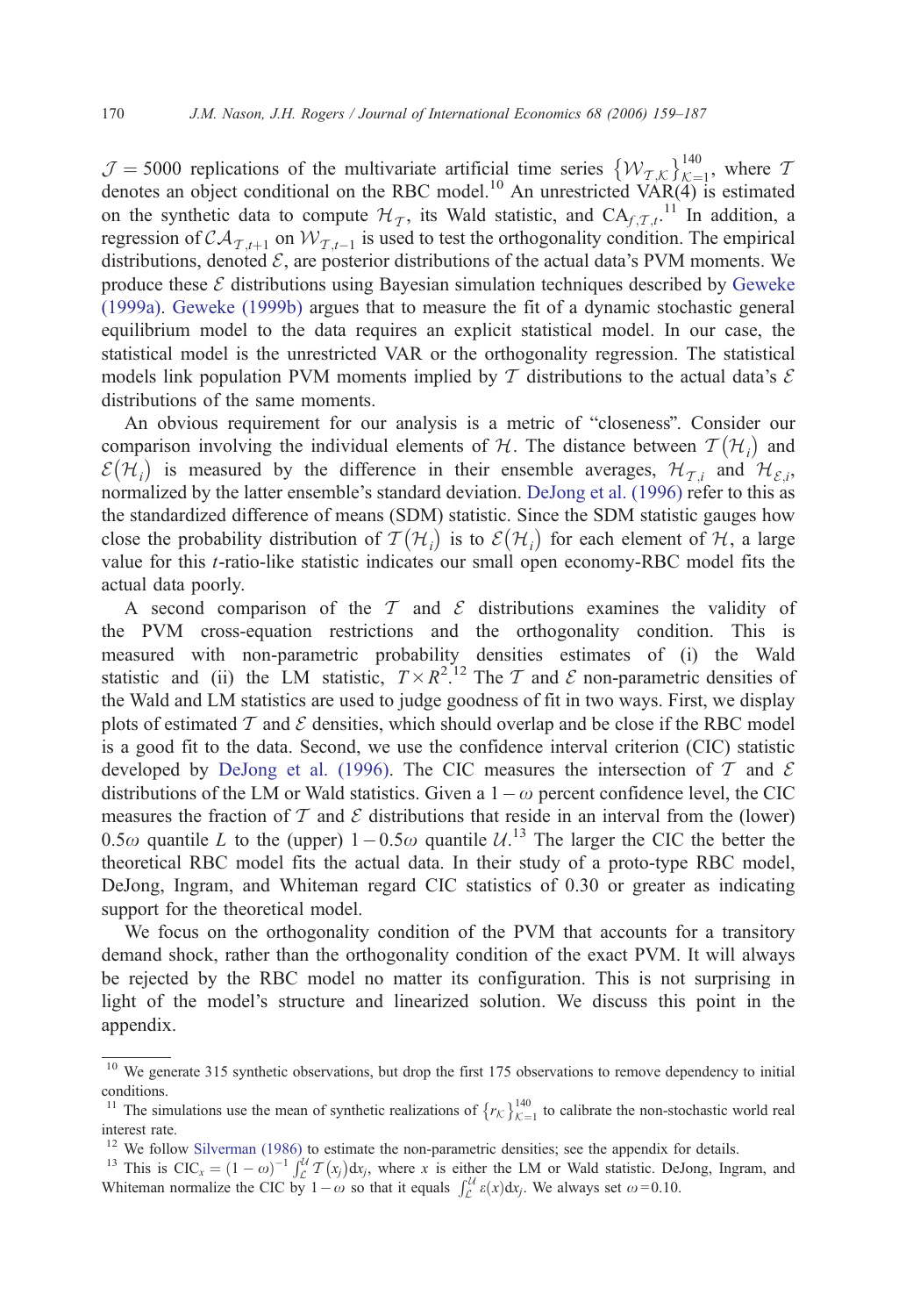$\mathcal{J} = 5000$ replications of the multivariate artificial time series $\{\mathcal{W}_{\mathcal{T},\mathcal{K}}\}_{\mathcal{K}=1}^{140}$, where $\mathcal{T}$ denotes an object conditional on the RBC model.[10] An unrestricted VAR(4) is estimated on the synthetic data to compute $\mathcal{H}_{\mathcal{T}}$, its Wald statistic, and $\text{CA}_{f,\mathcal{T},t}$.[11] In addition, a regression of $\mathcal{CA}_{\mathcal{T},t+1}$ on $\mathcal{W}_{\mathcal{T},t-1}$ is used to test the orthogonality condition. The empirical distributions, denoted $\mathcal{E}$, are posterior distributions of the actual data's PVM moments. We produce these $\mathcal{E}$ distributions using Bayesian simulation techniques described by Geweke (1999a). Geweke (1999b) argues that to measure the fit of a dynamic stochastic general equilibrium model to the data requires an explicit statistical model. In our case, the statistical model is the unrestricted VAR or the orthogonality regression. The statistical models link population PVM moments implied by $\mathcal{T}$ distributions to the actual data's $\mathcal{E}$ distributions of the same moments.

An obvious requirement for our analysis is a metric of "closeness". Consider our comparison involving the individual elements of $\mathcal{H}$. The distance between $\mathcal{T}(\mathcal{H}_i)$ and $\mathcal{E}(\mathcal{H}_i)$ is measured by the difference in their ensemble averages, $\mathcal{H}_{\mathcal{T},i}$ and $\mathcal{H}_{\mathcal{E},i}$, normalized by the latter ensemble's standard deviation. DeJong et al. (1996) refer to this as the standardized difference of means (SDM) statistic. Since the SDM statistic gauges how close the probability distribution of $\mathcal{T}(\mathcal{H}_i)$ is to $\mathcal{E}(\mathcal{H}_i)$ for each element of $\mathcal{H}$, a large value for this *t*-ratio-like statistic indicates our small open economy-RBC model fits the actual data poorly.

A second comparison of the $\mathcal{T}$ and $\mathcal{E}$ distributions examines the validity of the PVM cross-equation restrictions and the orthogonality condition. This is measured with non-parametric probability densities estimates of (i) the Wald statistic and (ii) the LM statistic, $T \times R^2$.[12] The $\mathcal{T}$ and $\mathcal{E}$ non-parametric densities of the Wald and LM statistics are used to judge goodness of fit in two ways. First, we display plots of estimated $\mathcal{T}$ and $\mathcal{E}$ densities, which should overlap and be close if the RBC model is a good fit to the data. Second, we use the confidence interval criterion (CIC) statistic developed by DeJong et al. (1996). The CIC measures the intersection of $\mathcal{T}$ and $\mathcal{E}$ distributions of the LM or Wald statistics. Given a $1-\omega$ percent confidence level, the CIC measures the fraction of $\mathcal{T}$ and $\mathcal{E}$ distributions that reside in an interval from the (lower) $0.5\omega$ quantile $L$ to the (upper) $1-0.5\omega$ quantile $\mathcal{U}$.[13] The larger the CIC the better the theoretical RBC model fits the actual data. In their study of a proto-type RBC model, DeJong, Ingram, and Whiteman regard CIC statistics of 0.30 or greater as indicating support for the theoretical model.

We focus on the orthogonality condition of the PVM that accounts for a transitory demand shock, rather than the orthogonality condition of the exact PVM. It will always be rejected by the RBC model no matter its configuration. This is not surprising in light of the model's structure and linearized solution. We discuss this point in the appendix.

---

[10] We generate 315 synthetic observations, but drop the first 175 observations to remove dependency to initial conditions.

[11] The simulations use the mean of synthetic realizations of $\{r_{\mathcal{K}}\}_{\mathcal{K}=1}^{140}$ to calibrate the non-stochastic world real interest rate.

[12] We follow Silverman (1986) to estimate the non-parametric densities; see the appendix for details.

[13] This is $\text{CIC}_x = (1-\omega)^{-1}\int_{\mathcal{L}}^{\mathcal{U}} \mathcal{T}(x_j)\text{d}x_j$, where $x$ is either the LM or Wald statistic. DeJong, Ingram, and Whiteman normalize the CIC by $1-\omega$ so that it equals $\int_{\mathcal{L}}^{\mathcal{U}} \varepsilon(x)\text{d}x_j$. We always set $\omega = 0.10$.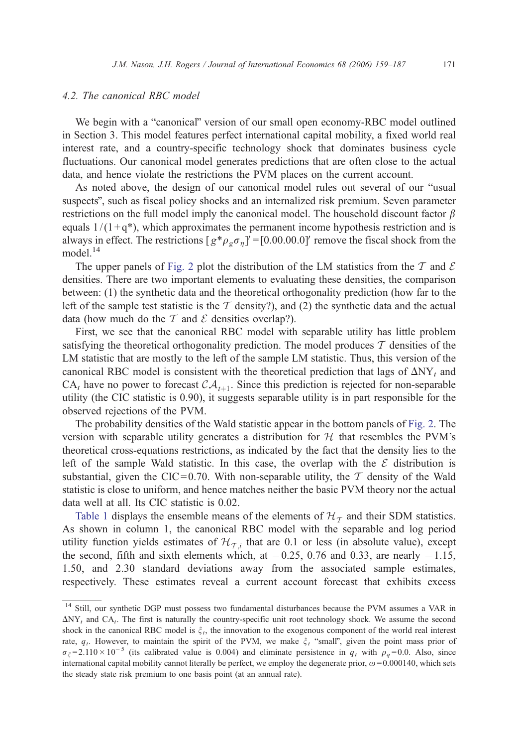### 4.2. The canonical RBC model

We begin with a "canonical" version of our small open economy-RBC model outlined in Section 3. This model features perfect international capital mobility, a fixed world real interest rate, and a country-specific technology shock that dominates business cycle fluctuations. Our canonical model generates predictions that are often close to the actual data, and hence violate the restrictions the PVM places on the current account.

As noted above, the design of our canonical model rules out several of our "usual suspects", such as fiscal policy shocks and an internalized risk premium. Seven parameter restrictions on the full model imply the canonical model. The household discount factor $\beta$ equals $1/(1+q^{*})$, which approximates the permanent income hypothesis restriction and is always in effect. The restrictions $[g^{*} \rho_g \sigma_\eta]' = [0.00.00.0]'$ remove the fiscal shock from the model.[14]

The upper panels of Fig. 2 plot the distribution of the LM statistics from the $\mathcal{T}$ and $\mathcal{E}$ densities. There are two important elements to evaluating these densities, the comparison between: (1) the synthetic data and the theoretical orthogonality prediction (how far to the left of the sample test statistic is the $\mathcal{T}$ density?), and (2) the synthetic data and the actual data (how much do the $\mathcal{T}$ and $\mathcal{E}$ densities overlap?).

First, we see that the canonical RBC model with separable utility has little problem satisfying the theoretical orthogonality prediction. The model produces $\mathcal{T}$ densities of the LM statistic that are mostly to the left of the sample LM statistic. Thus, this version of the canonical RBC model is consistent with the theoretical prediction that lags of $\Delta \mathrm{NY}_t$ and $\mathrm{CA}_t$ have no power to forecast $\mathcal{CA}_{t+1}$. Since this prediction is rejected for non-separable utility (the CIC statistic is 0.90), it suggests separable utility is in part responsible for the observed rejections of the PVM.

The probability densities of the Wald statistic appear in the bottom panels of Fig. 2. The version with separable utility generates a distribution for $\mathcal{H}$ that resembles the PVM's theoretical cross-equations restrictions, as indicated by the fact that the density lies to the left of the sample Wald statistic. In this case, the overlap with the $\mathcal{E}$ distribution is substantial, given the CIC = 0.70. With non-separable utility, the $\mathcal{T}$ density of the Wald statistic is close to uniform, and hence matches neither the basic PVM theory nor the actual data well at all. Its CIC statistic is 0.02.

Table 1 displays the ensemble means of the elements of $\mathcal{H}_{\mathcal{T}}$ and their SDM statistics. As shown in column 1, the canonical RBC model with the separable and log period utility function yields estimates of $\mathcal{H}_{\mathcal{T},i}$ that are 0.1 or less (in absolute value), except the second, fifth and sixth elements which, at $-0.25$, 0.76 and 0.33, are nearly $-1.15$, 1.50, and 2.30 standard deviations away from the associated sample estimates, respectively. These estimates reveal a current account forecast that exhibits excess

---

[14] Still, our synthetic DGP must possess two fundamental disturbances because the PVM assumes a VAR in $\Delta \mathrm{NY}_t$ and $\mathrm{CA}_t$. The first is naturally the country-specific unit root technology shock. We assume the second shock in the canonical RBC model is $\xi_t$, the innovation to the exogenous component of the world real interest rate, $q_t$. However, to maintain the spirit of the PVM, we make $\xi_t$ "small", given the point mass prior of $\sigma_\xi = 2.110 \times 10^{-5}$ (its calibrated value is 0.004) and eliminate persistence in $q_t$ with $\rho_q = 0.0$. Also, since international capital mobility cannot literally be perfect, we employ the degenerate prior, $\omega = 0.000140$, which sets the steady state risk premium to one basis point (at an annual rate).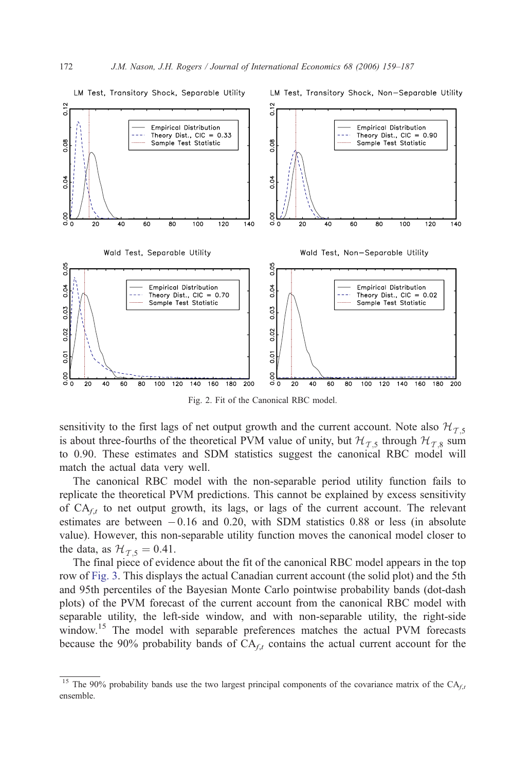Fig. 2. Fit of the Canonical RBC model.

sensitivity to the first lags of net output growth and the current account. Note also $\mathcal{H}_{\mathcal{T},5}$ is about three-fourths of the theoretical PVM value of unity, but $\mathcal{H}_{\mathcal{T},5}$ through $\mathcal{H}_{\mathcal{T},8}$ sum to 0.90. These estimates and SDM statistics suggest the canonical RBC model will match the actual data very well.

The canonical RBC model with the non-separable period utility function fails to replicate the theoretical PVM predictions. This cannot be explained by excess sensitivity of $\mathrm{CA}_{f,t}$ to net output growth, its lags, or lags of the current account. The relevant estimates are between $-0.16$ and 0.20, with SDM statistics 0.88 or less (in absolute value). However, this non-separable utility function moves the canonical model closer to the data, as $\mathcal{H}_{\mathcal{T},5} = 0.41$.

The final piece of evidence about the fit of the canonical RBC model appears in the top row of Fig. 3. This displays the actual Canadian current account (the solid plot) and the 5th and 95th percentiles of the Bayesian Monte Carlo pointwise probability bands (dot-dash plots) of the PVM forecast of the current account from the canonical RBC model with separable utility, the left-side window, and with non-separable utility, the right-side window.[15] The model with separable preferences matches the actual PVM forecasts because the 90% probability bands of $\mathrm{CA}_{f,t}$ contains the actual current account for the

[15] The 90% probability bands use the two largest principal components of the covariance matrix of the $\mathrm{CA}_{f,t}$ ensemble.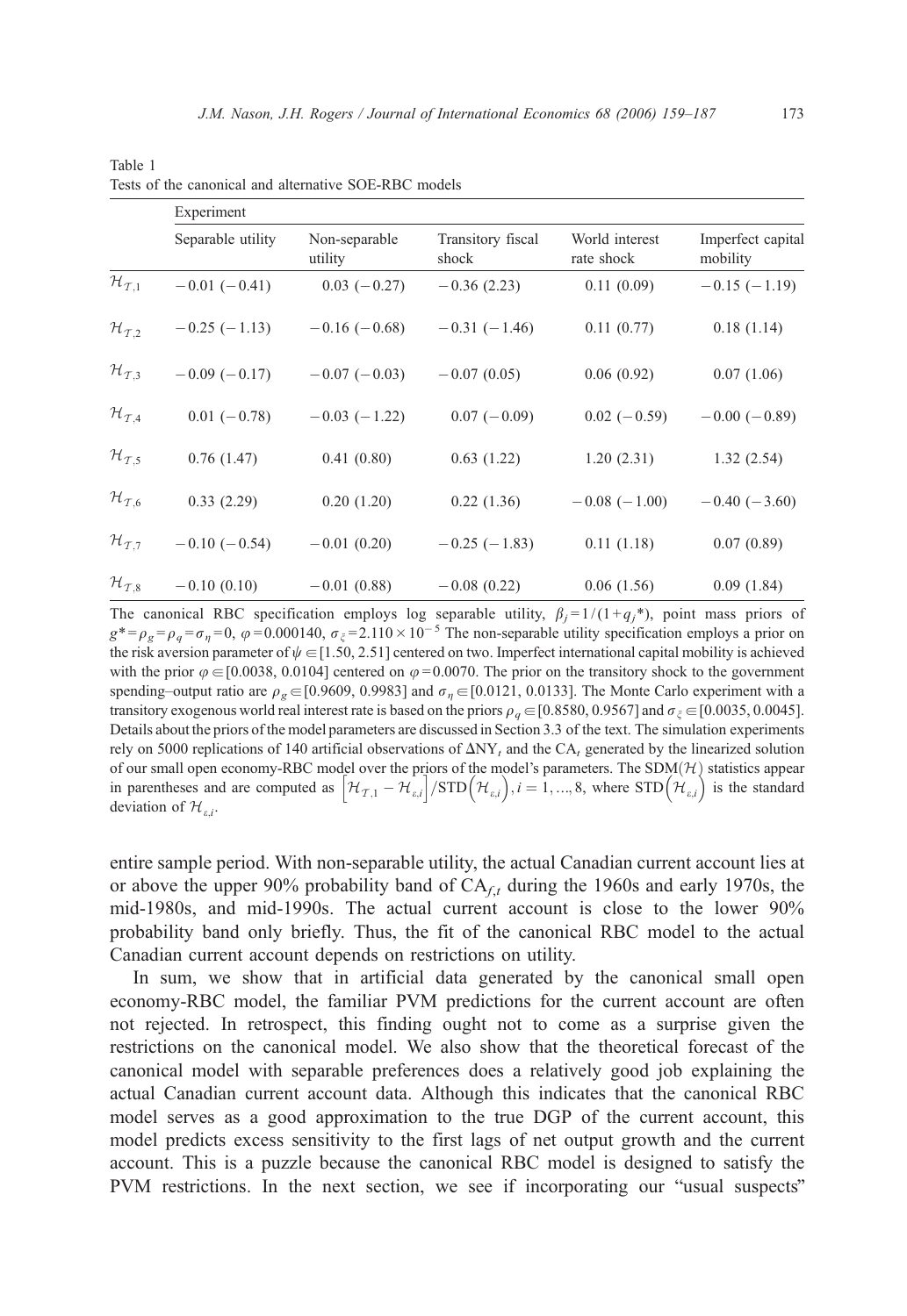Table 1
Tests of the canonical and alternative SOE-RBC models

| | Experiment | | | | |
|---|---|---|---|---|---|
| | Separable utility | Non-separable utility | Transitory fiscal shock | World interest rate shock | Imperfect capital mobility |
| $\mathcal{H}_{\mathcal{T},1}$ | −0.01 (−0.41) | 0.03 (−0.27) | −0.36 (2.23) | 0.11 (0.09) | −0.15 (−1.19) |
| $\mathcal{H}_{\mathcal{T},2}$ | −0.25 (−1.13) | −0.16 (−0.68) | −0.31 (−1.46) | 0.11 (0.77) | 0.18 (1.14) |
| $\mathcal{H}_{\mathcal{T},3}$ | −0.09 (−0.17) | −0.07 (−0.03) | −0.07 (0.05) | 0.06 (0.92) | 0.07 (1.06) |
| $\mathcal{H}_{\mathcal{T},4}$ | 0.01 (−0.78) | −0.03 (−1.22) | 0.07 (−0.09) | 0.02 (−0.59) | −0.00 (−0.89) |
| $\mathcal{H}_{\mathcal{T},5}$ | 0.76 (1.47) | 0.41 (0.80) | 0.63 (1.22) | 1.20 (2.31) | 1.32 (2.54) |
| $\mathcal{H}_{\mathcal{T},6}$ | 0.33 (2.29) | 0.20 (1.20) | 0.22 (1.36) | −0.08 (−1.00) | −0.40 (−3.60) |
| $\mathcal{H}_{\mathcal{T},7}$ | −0.10 (−0.54) | −0.01 (0.20) | −0.25 (−1.83) | 0.11 (1.18) | 0.07 (0.89) |
| $\mathcal{H}_{\mathcal{T},8}$ | −0.10 (0.10) | −0.01 (0.88) | −0.08 (0.22) | 0.06 (1.56) | 0.09 (1.84) |

The canonical RBC specification employs log separable utility, $\beta_j = 1/(1+q_j^*)$, point mass priors of $g^* = \rho_g = \rho_q = \sigma_\eta = 0$, $\varphi = 0.000140$, $\sigma_\xi = 2.110 \times 10^{-5}$ The non-separable utility specification employs a prior on the risk aversion parameter of $\psi \in [1.50, 2.51]$ centered on two. Imperfect international capital mobility is achieved with the prior $\varphi \in [0.0038, 0.0104]$ centered on $\varphi = 0.0070$. The prior on the transitory shock to the government spending–output ratio are $\rho_g \in [0.9609, 0.9983]$ and $\sigma_\eta \in [0.0121, 0.0133]$. The Monte Carlo experiment with a transitory exogenous world real interest rate is based on the priors $\rho_q \in [0.8580, 0.9567]$ and $\sigma_\xi \in [0.0035, 0.0045]$. Details about the priors of the model parameters are discussed in Section 3.3 of the text. The simulation experiments rely on 5000 replications of 140 artificial observations of $\Delta NY_t$ and the $CA_t$ generated by the linearized solution of our small open economy-RBC model over the priors of the model's parameters. The SDM($\mathcal{H}$) statistics appear in parentheses and are computed as $\left[\mathcal{H}_{\mathcal{T},1} - \mathcal{H}_{\varepsilon,i}\right]/\text{STD}\left(\mathcal{H}_{\varepsilon,i}\right), i = 1, \ldots, 8$, where $\text{STD}\left(\mathcal{H}_{\varepsilon,i}\right)$ is the standard deviation of $\mathcal{H}_{\varepsilon,i}$.

entire sample period. With non-separable utility, the actual Canadian current account lies at or above the upper 90% probability band of $CA_{f,t}$ during the 1960s and early 1970s, the mid-1980s, and mid-1990s. The actual current account is close to the lower 90% probability band only briefly. Thus, the fit of the canonical RBC model to the actual Canadian current account depends on restrictions on utility.

In sum, we show that in artificial data generated by the canonical small open economy-RBC model, the familiar PVM predictions for the current account are often not rejected. In retrospect, this finding ought not to come as a surprise given the restrictions on the canonical model. We also show that the theoretical forecast of the canonical model with separable preferences does a relatively good job explaining the actual Canadian current account data. Although this indicates that the canonical RBC model serves as a good approximation to the true DGP of the current account, this model predicts excess sensitivity to the first lags of net output growth and the current account. This is a puzzle because the canonical RBC model is designed to satisfy the PVM restrictions. In the next section, we see if incorporating our "usual suspects"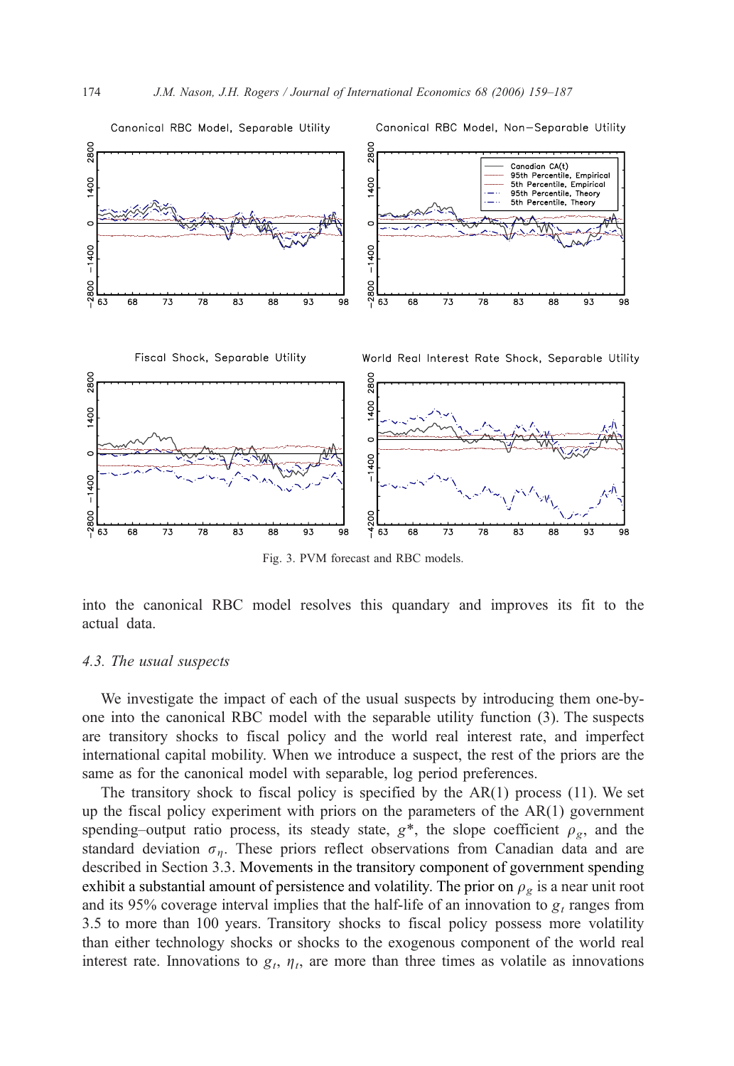Fig. 3. PVM forecast and RBC models.

into the canonical RBC model resolves this quandary and improves its fit to the actual data.

### 4.3. The usual suspects

We investigate the impact of each of the usual suspects by introducing them one-by-one into the canonical RBC model with the separable utility function (3). The suspects are transitory shocks to fiscal policy and the world real interest rate, and imperfect international capital mobility. When we introduce a suspect, the rest of the priors are the same as for the canonical model with separable, log period preferences.

The transitory shock to fiscal policy is specified by the AR(1) process (11). We set up the fiscal policy experiment with priors on the parameters of the AR(1) government spending–output ratio process, its steady state, $g^*$, the slope coefficient $\rho_g$, and the standard deviation $\sigma_\eta$. These priors reflect observations from Canadian data and are described in Section 3.3. Movements in the transitory component of government spending exhibit a substantial amount of persistence and volatility. The prior on $\rho_g$ is a near unit root and its 95% coverage interval implies that the half-life of an innovation to $g_t$ ranges from 3.5 to more than 100 years. Transitory shocks to fiscal policy possess more volatility than either technology shocks or shocks to the exogenous component of the world real interest rate. Innovations to $g_t$, $\eta_t$, are more than three times as volatile as innovations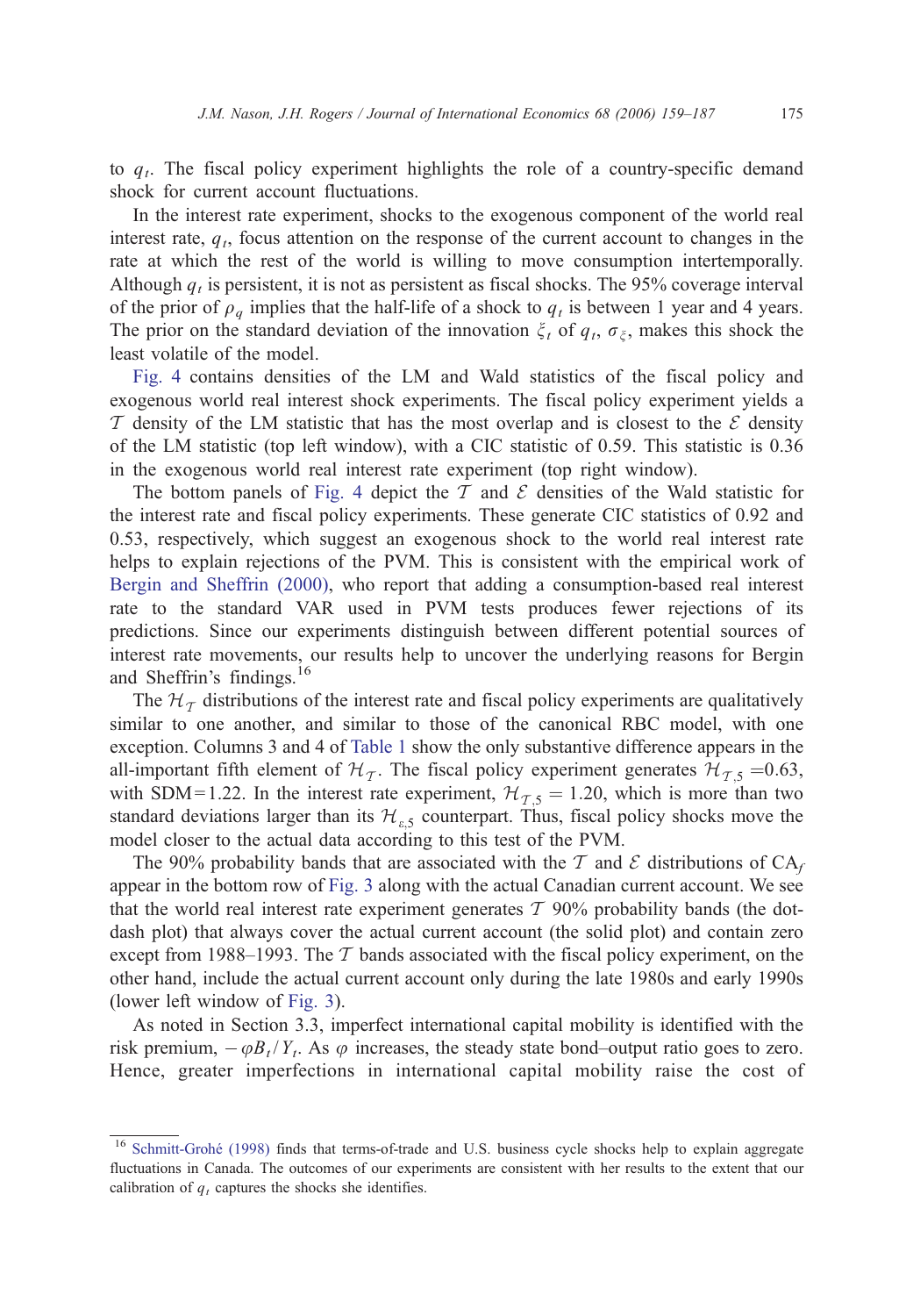to $q_t$. The fiscal policy experiment highlights the role of a country-specific demand shock for current account fluctuations.

In the interest rate experiment, shocks to the exogenous component of the world real interest rate, $q_t$, focus attention on the response of the current account to changes in the rate at which the rest of the world is willing to move consumption intertemporally. Although $q_t$ is persistent, it is not as persistent as fiscal shocks. The 95% coverage interval of the prior of $\rho_q$ implies that the half-life of a shock to $q_t$ is between 1 year and 4 years. The prior on the standard deviation of the innovation $\xi_t$ of $q_t$, $\sigma_\xi$, makes this shock the least volatile of the model.

Fig. 4 contains densities of the LM and Wald statistics of the fiscal policy and exogenous world real interest shock experiments. The fiscal policy experiment yields a $\mathcal{T}$ density of the LM statistic that has the most overlap and is closest to the $\mathcal{E}$ density of the LM statistic (top left window), with a CIC statistic of 0.59. This statistic is 0.36 in the exogenous world real interest rate experiment (top right window).

The bottom panels of Fig. 4 depict the $\mathcal{T}$ and $\mathcal{E}$ densities of the Wald statistic for the interest rate and fiscal policy experiments. These generate CIC statistics of 0.92 and 0.53, respectively, which suggest an exogenous shock to the world real interest rate helps to explain rejections of the PVM. This is consistent with the empirical work of Bergin and Sheffrin (2000), who report that adding a consumption-based real interest rate to the standard VAR used in PVM tests produces fewer rejections of its predictions. Since our experiments distinguish between different potential sources of interest rate movements, our results help to uncover the underlying reasons for Bergin and Sheffrin's findings.[16]

The $\mathcal{H}_\mathcal{T}$ distributions of the interest rate and fiscal policy experiments are qualitatively similar to one another, and similar to those of the canonical RBC model, with one exception. Columns 3 and 4 of Table 1 show the only substantive difference appears in the all-important fifth element of $\mathcal{H}_\mathcal{T}$. The fiscal policy experiment generates $\mathcal{H}_{\mathcal{T},5} = 0.63$, with SDM = 1.22. In the interest rate experiment, $\mathcal{H}_{\mathcal{T},5} = 1.20$, which is more than two standard deviations larger than its $\mathcal{H}_{\varepsilon,5}$ counterpart. Thus, fiscal policy shocks move the model closer to the actual data according to this test of the PVM.

The 90% probability bands that are associated with the $\mathcal{T}$ and $\mathcal{E}$ distributions of $\text{CA}_f$ appear in the bottom row of Fig. 3 along with the actual Canadian current account. We see that the world real interest rate experiment generates $\mathcal{T}$ 90% probability bands (the dot-dash plot) that always cover the actual current account (the solid plot) and contain zero except from 1988–1993. The $\mathcal{T}$ bands associated with the fiscal policy experiment, on the other hand, include the actual current account only during the late 1980s and early 1990s (lower left window of Fig. 3).

As noted in Section 3.3, imperfect international capital mobility is identified with the risk premium, $-\varphi B_t/Y_t$. As $\varphi$ increases, the steady state bond–output ratio goes to zero. Hence, greater imperfections in international capital mobility raise the cost of

[16] Schmitt-Grohé (1998) finds that terms-of-trade and U.S. business cycle shocks help to explain aggregate fluctuations in Canada. The outcomes of our experiments are consistent with her results to the extent that our calibration of $q_t$ captures the shocks she identifies.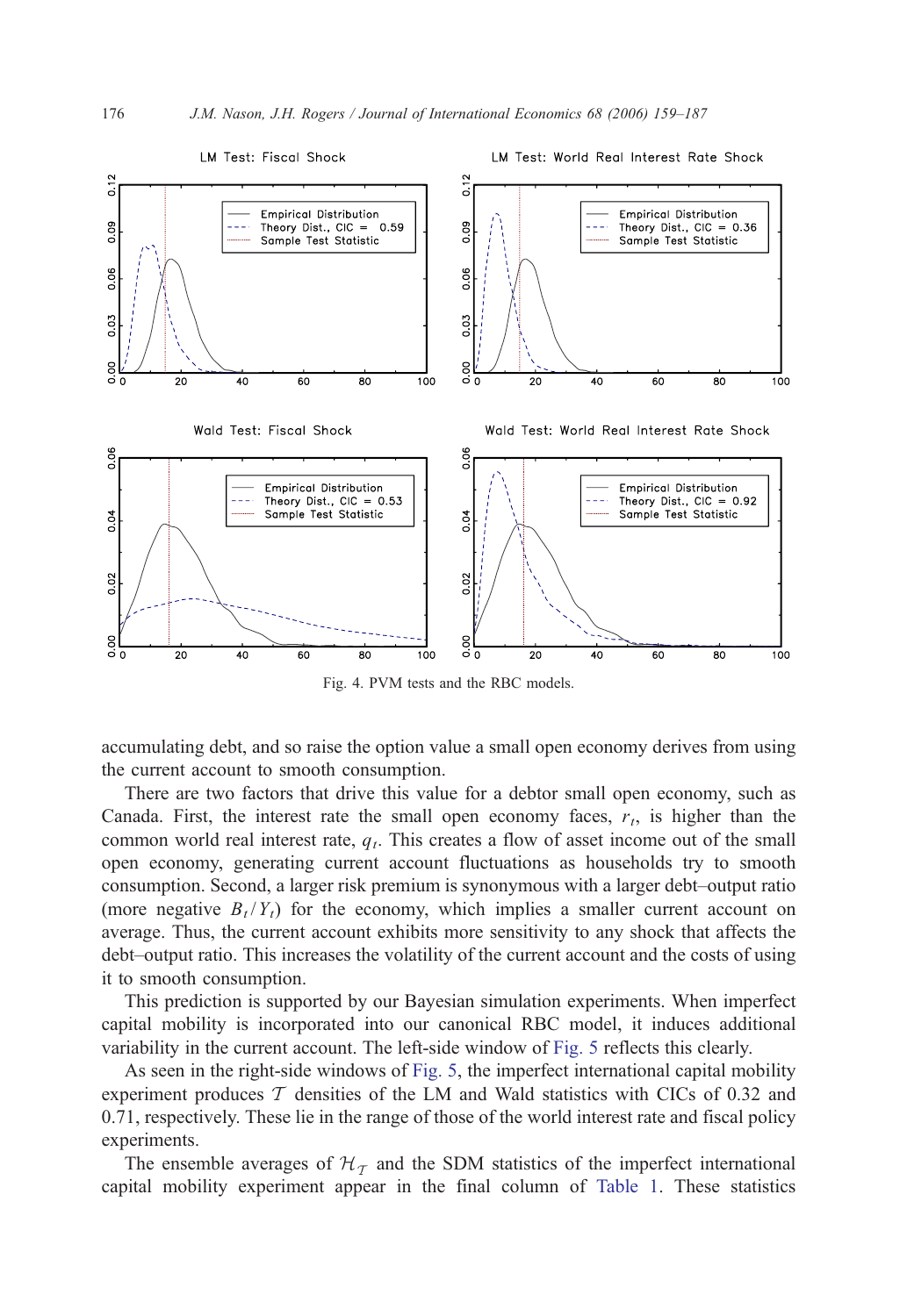Fig. 4. PVM tests and the RBC models.

accumulating debt, and so raise the option value a small open economy derives from using the current account to smooth consumption.

There are two factors that drive this value for a debtor small open economy, such as Canada. First, the interest rate the small open economy faces, $r_t$, is higher than the common world real interest rate, $q_t$. This creates a flow of asset income out of the small open economy, generating current account fluctuations as households try to smooth consumption. Second, a larger risk premium is synonymous with a larger debt–output ratio (more negative $B_t/Y_t$) for the economy, which implies a smaller current account on average. Thus, the current account exhibits more sensitivity to any shock that affects the debt–output ratio. This increases the volatility of the current account and the costs of using it to smooth consumption.

This prediction is supported by our Bayesian simulation experiments. When imperfect capital mobility is incorporated into our canonical RBC model, it induces additional variability in the current account. The left-side window of Fig. 5 reflects this clearly.

As seen in the right-side windows of Fig. 5, the imperfect international capital mobility experiment produces $\mathcal{T}$ densities of the LM and Wald statistics with CICs of 0.32 and 0.71, respectively. These lie in the range of those of the world interest rate and fiscal policy experiments.

The ensemble averages of $\mathcal{H}_{\mathcal{T}}$ and the SDM statistics of the imperfect international capital mobility experiment appear in the final column of Table 1. These statistics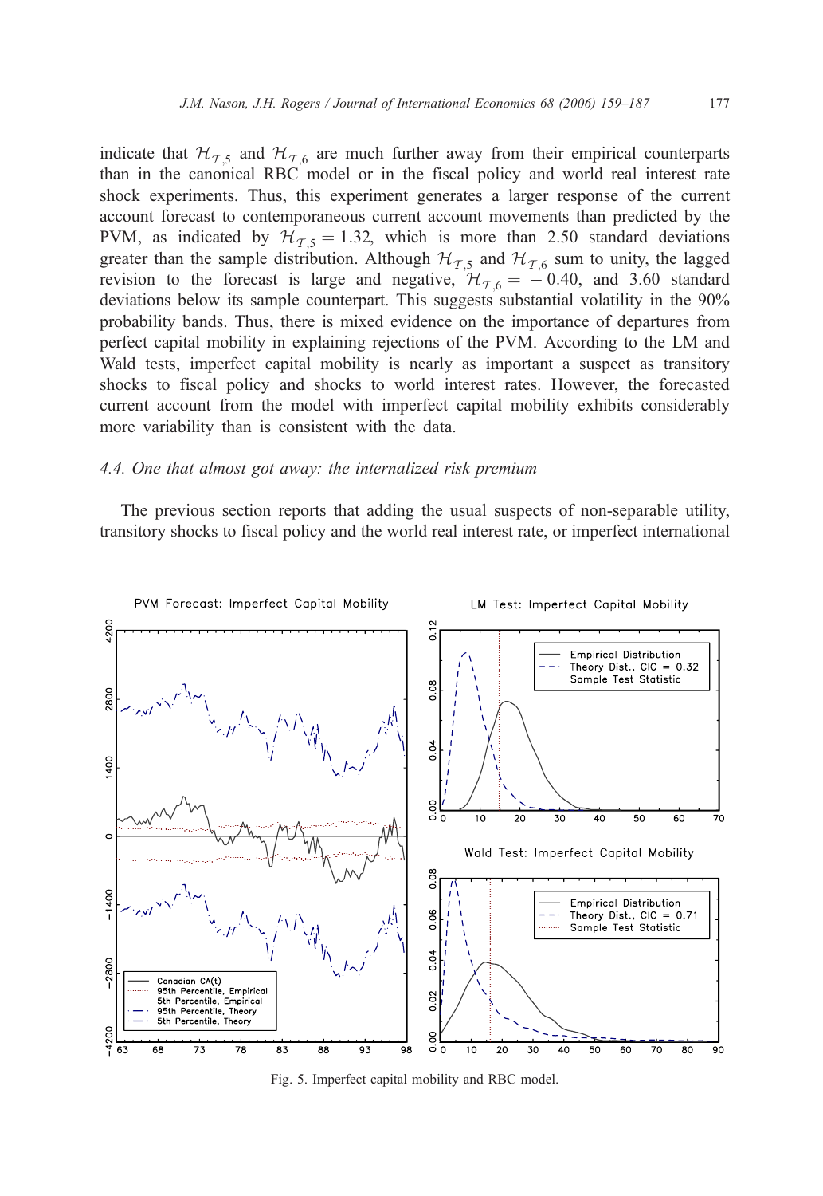indicate that $\mathcal{H}_{\mathcal{T},5}$ and $\mathcal{H}_{\mathcal{T},6}$ are much further away from their empirical counterparts than in the canonical RBC model or in the fiscal policy and world real interest rate shock experiments. Thus, this experiment generates a larger response of the current account forecast to contemporaneous current account movements than predicted by the PVM, as indicated by $\mathcal{H}_{\mathcal{T},5} = 1.32$, which is more than 2.50 standard deviations greater than the sample distribution. Although $\mathcal{H}_{\mathcal{T},5}$ and $\mathcal{H}_{\mathcal{T},6}$ sum to unity, the lagged revision to the forecast is large and negative, $\mathcal{H}_{\mathcal{T},6} = -0.40$, and 3.60 standard deviations below its sample counterpart. This suggests substantial volatility in the 90% probability bands. Thus, there is mixed evidence on the importance of departures from perfect capital mobility in explaining rejections of the PVM. According to the LM and Wald tests, imperfect capital mobility is nearly as important a suspect as transitory shocks to fiscal policy and shocks to world interest rates. However, the forecasted current account from the model with imperfect capital mobility exhibits considerably more variability than is consistent with the data.

### 4.4. One that almost got away: the internalized risk premium

The previous section reports that adding the usual suspects of non-separable utility, transitory shocks to fiscal policy and the world real interest rate, or imperfect international

Fig. 5. Imperfect capital mobility and RBC model.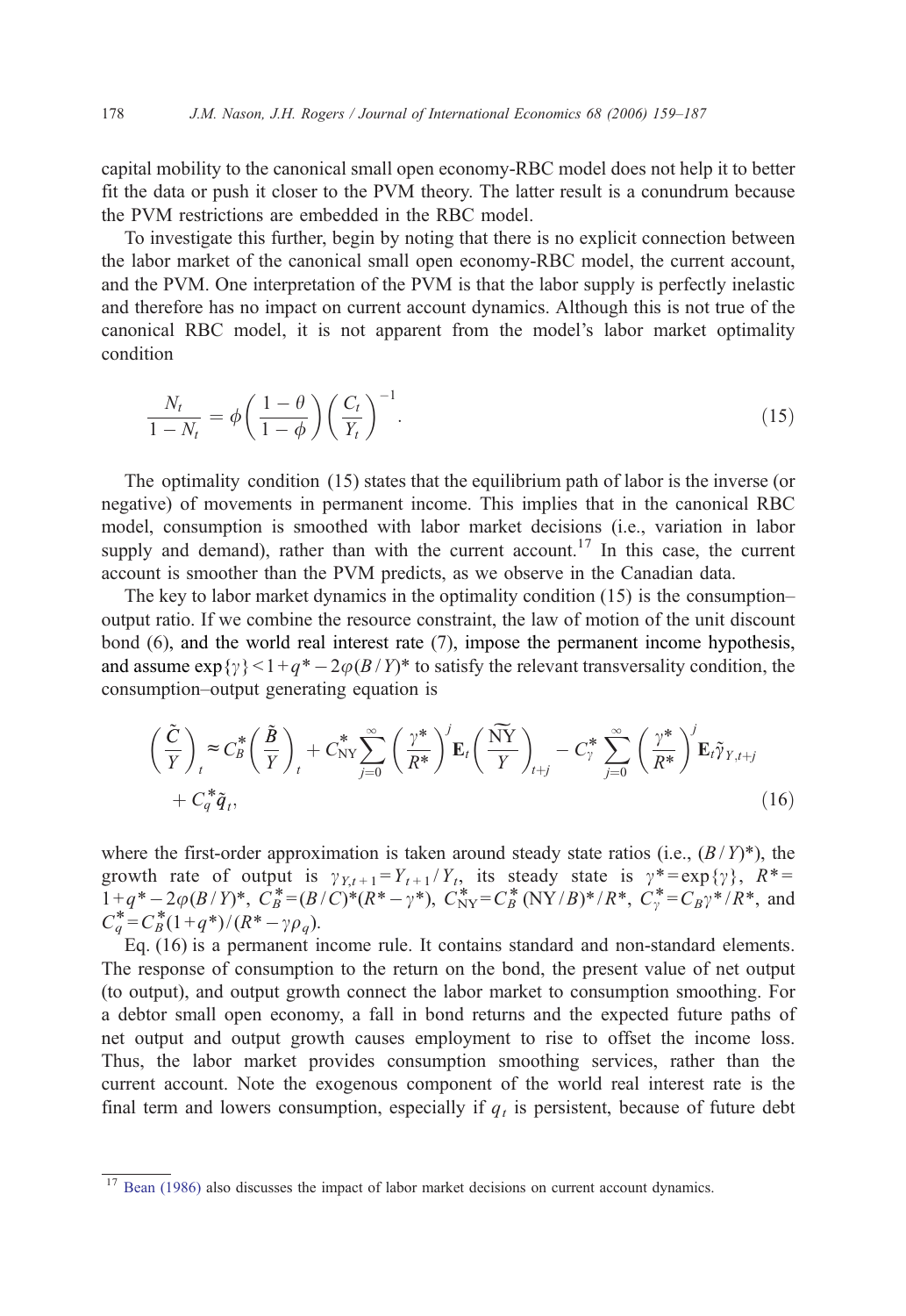capital mobility to the canonical small open economy-RBC model does not help it to better fit the data or push it closer to the PVM theory. The latter result is a conundrum because the PVM restrictions are embedded in the RBC model.

To investigate this further, begin by noting that there is no explicit connection between the labor market of the canonical small open economy-RBC model, the current account, and the PVM. One interpretation of the PVM is that the labor supply is perfectly inelastic and therefore has no impact on current account dynamics. Although this is not true of the canonical RBC model, it is not apparent from the model's labor market optimality condition

$$\frac{N_t}{1-N_t} = \phi\left(\frac{1-\theta}{1-\phi}\right)\left(\frac{C_t}{Y_t}\right)^{-1}. \tag{15}$$

The optimality condition (15) states that the equilibrium path of labor is the inverse (or negative) of movements in permanent income. This implies that in the canonical RBC model, consumption is smoothed with labor market decisions (i.e., variation in labor supply and demand), rather than with the current account.[17] In this case, the current account is smoother than the PVM predicts, as we observe in the Canadian data.

The key to labor market dynamics in the optimality condition (15) is the consumption–output ratio. If we combine the resource constraint, the law of motion of the unit discount bond (6), and the world real interest rate (7), impose the permanent income hypothesis, and assume $\exp\{\gamma\} < 1 + q^* - 2\varphi(B/Y)^*$ to satisfy the relevant transversality condition, the consumption–output generating equation is

$$\begin{aligned}\left(\frac{\tilde{C}}{Y}\right)_t \approx C_B^*\left(\frac{\tilde{B}}{Y}\right)_t + C_{\mathrm{NY}}^*\sum_{j=0}^{\infty}\left(\frac{\gamma^*}{R^*}\right)^j \mathbf{E}_t\left(\frac{\widetilde{\mathrm{NY}}}{Y}\right)_{t+j} - C_\gamma^*\sum_{j=0}^{\infty}\left(\frac{\gamma^*}{R^*}\right)^j \mathbf{E}_t\tilde{\gamma}_{Y,t+j} \\ + C_q^*\tilde{q}_t,\end{aligned} \tag{16}$$

where the first-order approximation is taken around steady state ratios (i.e., $(B/Y)^*$), the growth rate of output is $\gamma_{Y,t+1} = Y_{t+1}/Y_t$, its steady state is $\gamma^* = \exp\{\gamma\}$, $R^* = 1 + q^* - 2\varphi(B/Y)^*$, $C_B^* = (B/C)^*(R^* - \gamma^*)$, $C_{\mathrm{NY}}^* = C_B^*\,(\mathrm{NY}/B)^*/R^*$, $C_\gamma^* = C_B\gamma^*/R^*$, and $C_q^* = C_B^*(1+q^*)/(R^* - \gamma\rho_q)$.

Eq. (16) is a permanent income rule. It contains standard and non-standard elements. The response of consumption to the return on the bond, the present value of net output (to output), and output growth connect the labor market to consumption smoothing. For a debtor small open economy, a fall in bond returns and the expected future paths of net output and output growth causes employment to rise to offset the income loss. Thus, the labor market provides consumption smoothing services, rather than the current account. Note the exogenous component of the world real interest rate is the final term and lowers consumption, especially if $q_t$ is persistent, because of future debt

[17] Bean (1986) also discusses the impact of labor market decisions on current account dynamics.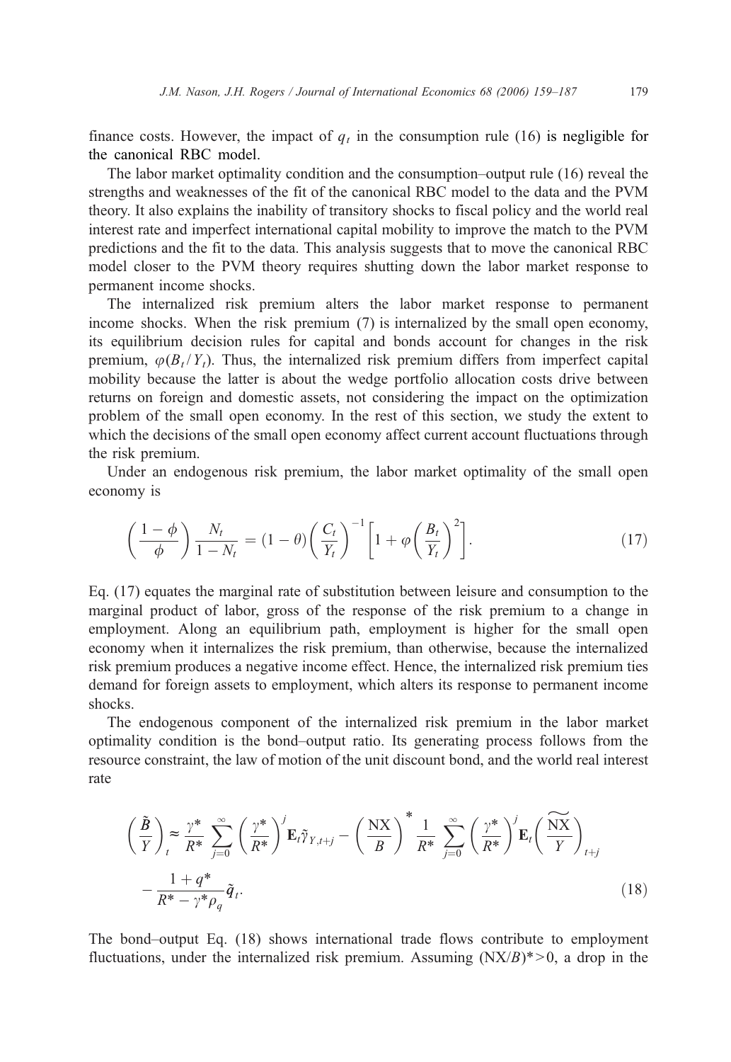finance costs. However, the impact of $q_t$ in the consumption rule (16) is negligible for the canonical RBC model.

The labor market optimality condition and the consumption–output rule (16) reveal the strengths and weaknesses of the fit of the canonical RBC model to the data and the PVM theory. It also explains the inability of transitory shocks to fiscal policy and the world real interest rate and imperfect international capital mobility to improve the match to the PVM predictions and the fit to the data. This analysis suggests that to move the canonical RBC model closer to the PVM theory requires shutting down the labor market response to permanent income shocks.

The internalized risk premium alters the labor market response to permanent income shocks. When the risk premium (7) is internalized by the small open economy, its equilibrium decision rules for capital and bonds account for changes in the risk premium, $\varphi(B_t/Y_t)$. Thus, the internalized risk premium differs from imperfect capital mobility because the latter is about the wedge portfolio allocation costs drive between returns on foreign and domestic assets, not considering the impact on the optimization problem of the small open economy. In the rest of this section, we study the extent to which the decisions of the small open economy affect current account fluctuations through the risk premium.

Under an endogenous risk premium, the labor market optimality of the small open economy is

$$\left(\frac{1-\phi}{\phi}\right)\frac{N_t}{1-N_t} = (1-\theta)\left(\frac{C_t}{Y_t}\right)^{-1}\left[1+\varphi\left(\frac{B_t}{Y_t}\right)^2\right]. \tag{17}$$

Eq. (17) equates the marginal rate of substitution between leisure and consumption to the marginal product of labor, gross of the response of the risk premium to a change in employment. Along an equilibrium path, employment is higher for the small open economy when it internalizes the risk premium, than otherwise, because the internalized risk premium produces a negative income effect. Hence, the internalized risk premium ties demand for foreign assets to employment, which alters its response to permanent income shocks.

The endogenous component of the internalized risk premium in the labor market optimality condition is the bond–output ratio. Its generating process follows from the resource constraint, the law of motion of the unit discount bond, and the world real interest rate

$$\left(\frac{\tilde{B}}{Y}\right)_t \approx \frac{\gamma^*}{R^*}\sum_{j=0}^{\infty}\left(\frac{\gamma^*}{R^*}\right)^j \mathbf{E}_t\tilde{\gamma}_{Y,t+j} - \left(\frac{\mathrm{NX}}{B}\right)^* \frac{1}{R^*}\sum_{j=0}^{\infty}\left(\frac{\gamma^*}{R^*}\right)^j \mathbf{E}_t\left(\widetilde{\frac{\mathrm{NX}}{Y}}\right)_{t+j} - \frac{1+q^*}{R^*-\gamma^*\rho_q}\tilde{q}_t. \tag{18}$$

The bond–output Eq. (18) shows international trade flows contribute to employment fluctuations, under the internalized risk premium. Assuming $(\mathrm{NX}/B)^*>0$, a drop in the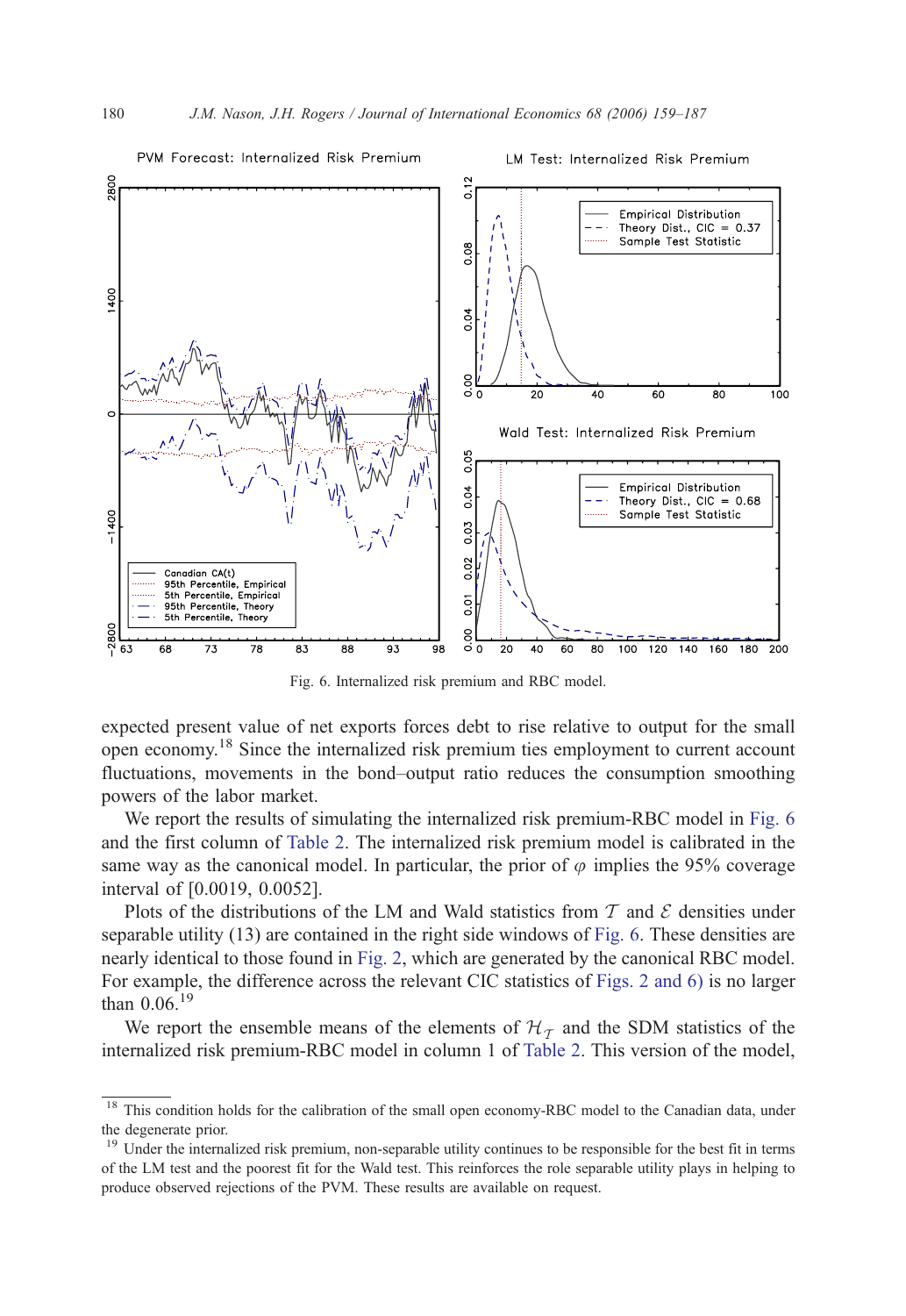Fig. 6. Internalized risk premium and RBC model.

expected present value of net exports forces debt to rise relative to output for the small open economy.[18] Since the internalized risk premium ties employment to current account fluctuations, movements in the bond–output ratio reduces the consumption smoothing powers of the labor market.

We report the results of simulating the internalized risk premium-RBC model in Fig. 6 and the first column of Table 2. The internalized risk premium model is calibrated in the same way as the canonical model. In particular, the prior of $\varphi$ implies the 95% coverage interval of [0.0019, 0.0052].

Plots of the distributions of the LM and Wald statistics from $\mathcal{T}$ and $\mathcal{E}$ densities under separable utility (13) are contained in the right side windows of Fig. 6. These densities are nearly identical to those found in Fig. 2, which are generated by the canonical RBC model. For example, the difference across the relevant CIC statistics of Figs. 2 and 6) is no larger than 0.06.[19]

We report the ensemble means of the elements of $\mathcal{H}_{\mathcal{T}}$ and the SDM statistics of the internalized risk premium-RBC model in column 1 of Table 2. This version of the model,

[18] This condition holds for the calibration of the small open economy-RBC model to the Canadian data, under the degenerate prior.

[19] Under the internalized risk premium, non-separable utility continues to be responsible for the best fit in terms of the LM test and the poorest fit for the Wald test. This reinforces the role separable utility plays in helping to produce observed rejections of the PVM. These results are available on request.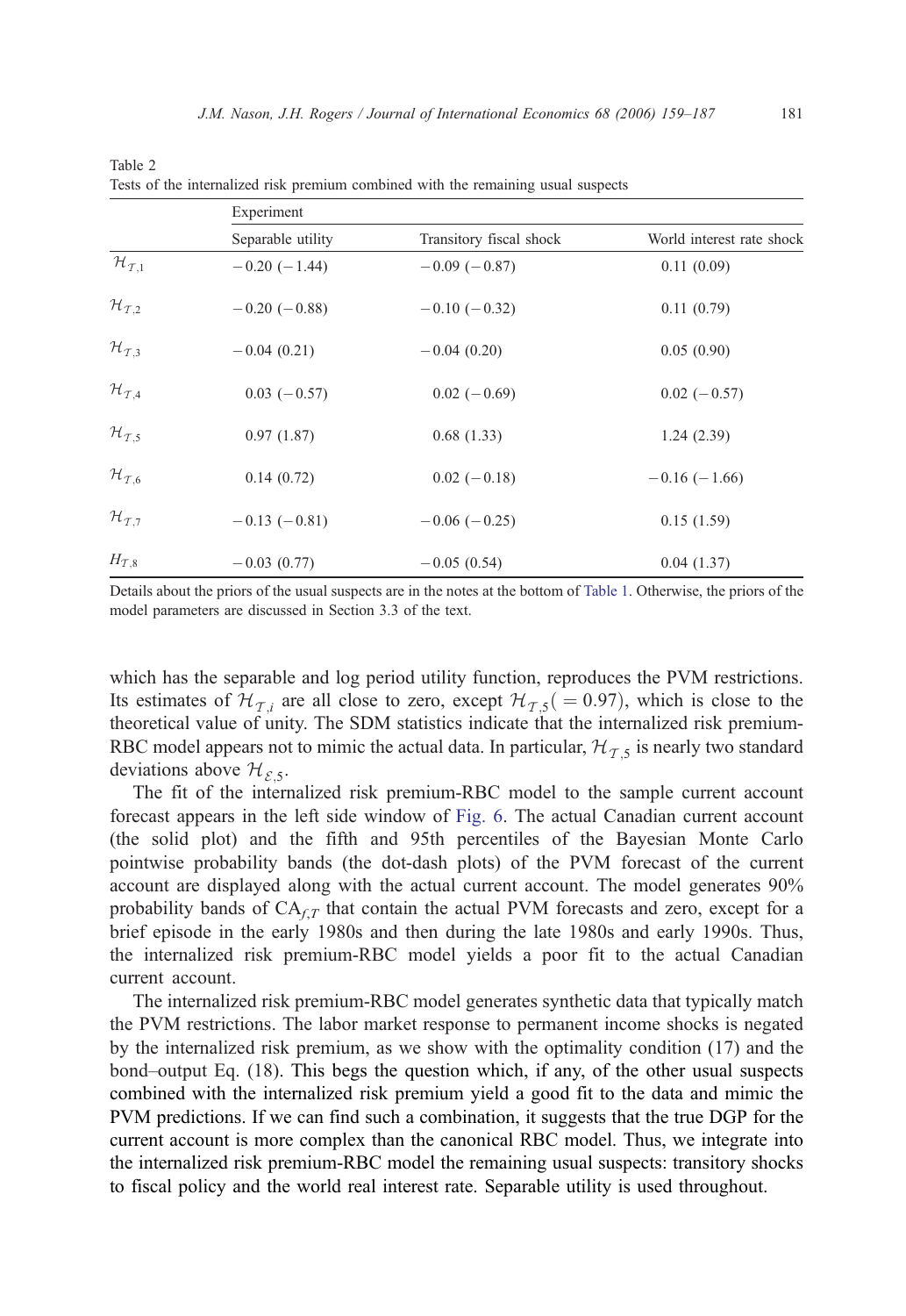Table 2

Tests of the internalized risk premium combined with the remaining usual suspects

| | Experiment | | |
|---|---|---|---|
| | Separable utility | Transitory fiscal shock | World interest rate shock |
| $\mathcal{H}_{\mathcal{T},1}$ | −0.20 (−1.44) | −0.09 (−0.87) | 0.11 (0.09) |
| $\mathcal{H}_{\mathcal{T},2}$ | −0.20 (−0.88) | −0.10 (−0.32) | 0.11 (0.79) |
| $\mathcal{H}_{\mathcal{T},3}$ | −0.04 (0.21) | −0.04 (0.20) | 0.05 (0.90) |
| $\mathcal{H}_{\mathcal{T},4}$ | 0.03 (−0.57) | 0.02 (−0.69) | 0.02 (−0.57) |
| $\mathcal{H}_{\mathcal{T},5}$ | 0.97 (1.87) | 0.68 (1.33) | 1.24 (2.39) |
| $\mathcal{H}_{\mathcal{T},6}$ | 0.14 (0.72) | 0.02 (−0.18) | −0.16 (−1.66) |
| $\mathcal{H}_{\mathcal{T},7}$ | −0.13 (−0.81) | −0.06 (−0.25) | 0.15 (1.59) |
| $H_{\mathcal{T},8}$ | −0.03 (0.77) | −0.05 (0.54) | 0.04 (1.37) |

Details about the priors of the usual suspects are in the notes at the bottom of Table 1. Otherwise, the priors of the model parameters are discussed in Section 3.3 of the text.

which has the separable and log period utility function, reproduces the PVM restrictions. Its estimates of $\mathcal{H}_{\mathcal{T},i}$ are all close to zero, except $\mathcal{H}_{\mathcal{T},5}(=0.97)$, which is close to the theoretical value of unity. The SDM statistics indicate that the internalized risk premium-RBC model appears not to mimic the actual data. In particular, $\mathcal{H}_{\mathcal{T},5}$ is nearly two standard deviations above $\mathcal{H}_{\mathcal{E},5}$.

The fit of the internalized risk premium-RBC model to the sample current account forecast appears in the left side window of Fig. 6. The actual Canadian current account (the solid plot) and the fifth and 95th percentiles of the Bayesian Monte Carlo pointwise probability bands (the dot-dash plots) of the PVM forecast of the current account are displayed along with the actual current account. The model generates 90% probability bands of $\mathrm{CA}_{f,T}$ that contain the actual PVM forecasts and zero, except for a brief episode in the early 1980s and then during the late 1980s and early 1990s. Thus, the internalized risk premium-RBC model yields a poor fit to the actual Canadian current account.

The internalized risk premium-RBC model generates synthetic data that typically match the PVM restrictions. The labor market response to permanent income shocks is negated by the internalized risk premium, as we show with the optimality condition (17) and the bond–output Eq. (18). This begs the question which, if any, of the other usual suspects combined with the internalized risk premium yield a good fit to the data and mimic the PVM predictions. If we can find such a combination, it suggests that the true DGP for the current account is more complex than the canonical RBC model. Thus, we integrate into the internalized risk premium-RBC model the remaining usual suspects: transitory shocks to fiscal policy and the world real interest rate. Separable utility is used throughout.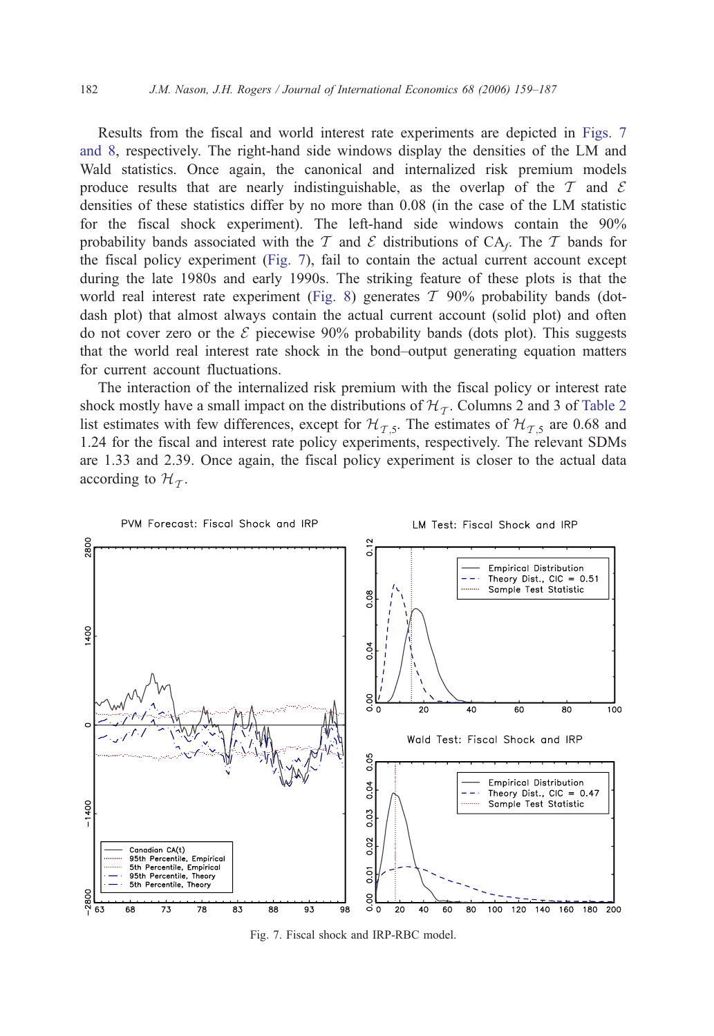Results from the fiscal and world interest rate experiments are depicted in Figs. 7 and 8, respectively. The right-hand side windows display the densities of the LM and Wald statistics. Once again, the canonical and internalized risk premium models produce results that are nearly indistinguishable, as the overlap of the $\mathcal{T}$ and $\mathcal{E}$ densities of these statistics differ by no more than 0.08 (in the case of the LM statistic for the fiscal shock experiment). The left-hand side windows contain the 90% probability bands associated with the $\mathcal{T}$ and $\mathcal{E}$ distributions of $CA_f$. The $\mathcal{T}$ bands for the fiscal policy experiment (Fig. 7), fail to contain the actual current account except during the late 1980s and early 1990s. The striking feature of these plots is that the world real interest rate experiment (Fig. 8) generates $\mathcal{T}$ 90% probability bands (dot-dash plot) that almost always contain the actual current account (solid plot) and often do not cover zero or the $\mathcal{E}$ piecewise 90% probability bands (dots plot). This suggests that the world real interest rate shock in the bond–output generating equation matters for current account fluctuations.

The interaction of the internalized risk premium with the fiscal policy or interest rate shock mostly have a small impact on the distributions of $\mathcal{H}_{\mathcal{T}}$. Columns 2 and 3 of Table 2 list estimates with few differences, except for $\mathcal{H}_{\mathcal{T},5}$. The estimates of $\mathcal{H}_{\mathcal{T},5}$ are 0.68 and 1.24 for the fiscal and interest rate policy experiments, respectively. The relevant SDMs are 1.33 and 2.39. Once again, the fiscal policy experiment is closer to the actual data according to $\mathcal{H}_{\mathcal{T}}$.

Fig. 7. Fiscal shock and IRP-RBC model.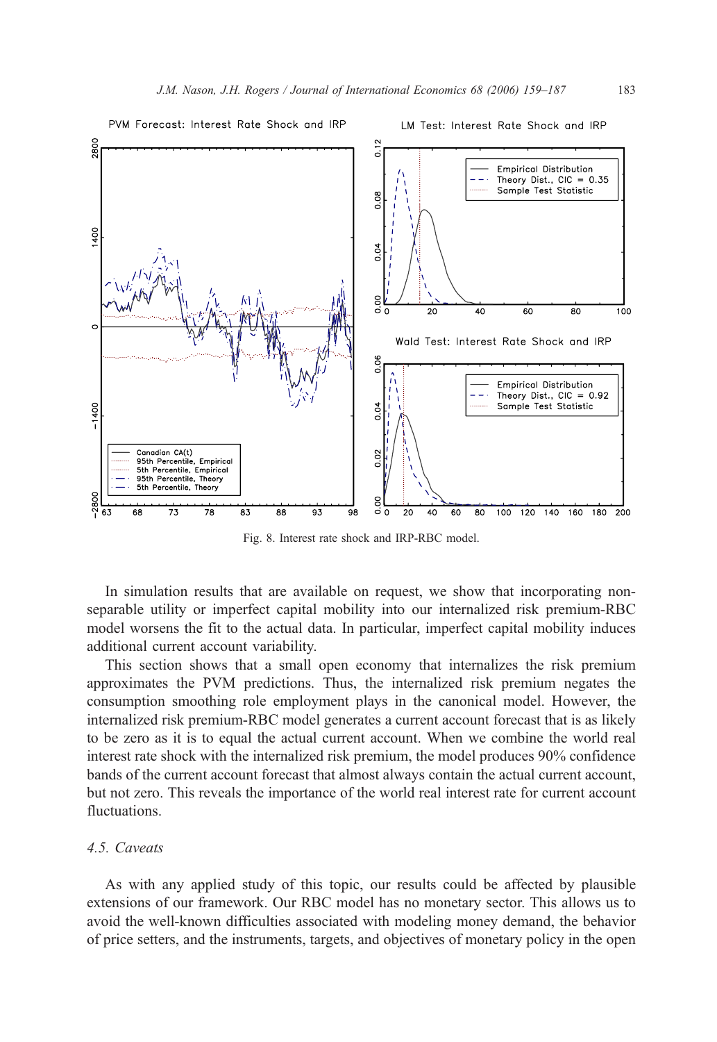Fig. 8. Interest rate shock and IRP-RBC model.

In simulation results that are available on request, we show that incorporating non-separable utility or imperfect capital mobility into our internalized risk premium-RBC model worsens the fit to the actual data. In particular, imperfect capital mobility induces additional current account variability.

This section shows that a small open economy that internalizes the risk premium approximates the PVM predictions. Thus, the internalized risk premium negates the consumption smoothing role employment plays in the canonical model. However, the internalized risk premium-RBC model generates a current account forecast that is as likely to be zero as it is to equal the actual current account. When we combine the world real interest rate shock with the internalized risk premium, the model produces 90% confidence bands of the current account forecast that almost always contain the actual current account, but not zero. This reveals the importance of the world real interest rate for current account fluctuations.

### *4.5. Caveats*

As with any applied study of this topic, our results could be affected by plausible extensions of our framework. Our RBC model has no monetary sector. This allows us to avoid the well-known difficulties associated with modeling money demand, the behavior of price setters, and the instruments, targets, and objectives of monetary policy in the open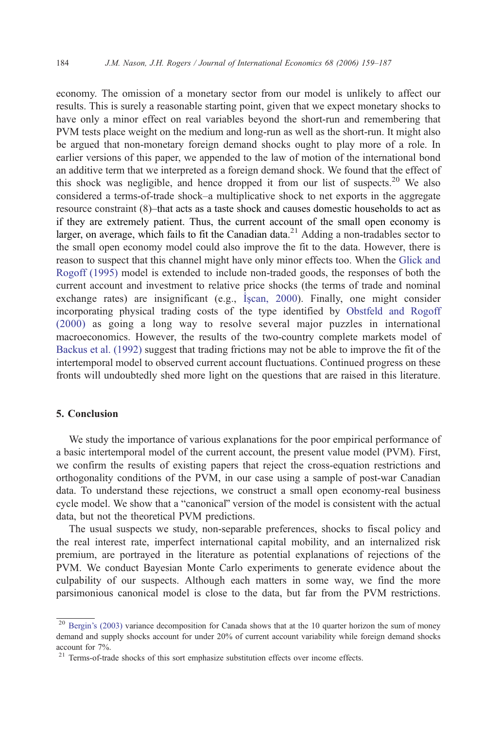economy. The omission of a monetary sector from our model is unlikely to affect our results. This is surely a reasonable starting point, given that we expect monetary shocks to have only a minor effect on real variables beyond the short-run and remembering that PVM tests place weight on the medium and long-run as well as the short-run. It might also be argued that non-monetary foreign demand shocks ought to play more of a role. In earlier versions of this paper, we appended to the law of motion of the international bond an additive term that we interpreted as a foreign demand shock. We found that the effect of this shock was negligible, and hence dropped it from our list of suspects.[20] We also considered a terms-of-trade shock–a multiplicative shock to net exports in the aggregate resource constraint (8)–that acts as a taste shock and causes domestic households to act as if they are extremely patient. Thus, the current account of the small open economy is larger, on average, which fails to fit the Canadian data.[21] Adding a non-tradables sector to the small open economy model could also improve the fit to the data. However, there is reason to suspect that this channel might have only minor effects too. When the Glick and Rogoff (1995) model is extended to include non-traded goods, the responses of both the current account and investment to relative price shocks (the terms of trade and nominal exchange rates) are insignificant (e.g., İşcan, 2000). Finally, one might consider incorporating physical trading costs of the type identified by Obstfeld and Rogoff (2000) as going a long way to resolve several major puzzles in international macroeconomics. However, the results of the two-country complete markets model of Backus et al. (1992) suggest that trading frictions may not be able to improve the fit of the intertemporal model to observed current account fluctuations. Continued progress on these fronts will undoubtedly shed more light on the questions that are raised in this literature.

## 5. Conclusion

We study the importance of various explanations for the poor empirical performance of a basic intertemporal model of the current account, the present value model (PVM). First, we confirm the results of existing papers that reject the cross-equation restrictions and orthogonality conditions of the PVM, in our case using a sample of post-war Canadian data. To understand these rejections, we construct a small open economy-real business cycle model. We show that a "canonical" version of the model is consistent with the actual data, but not the theoretical PVM predictions.

The usual suspects we study, non-separable preferences, shocks to fiscal policy and the real interest rate, imperfect international capital mobility, and an internalized risk premium, are portrayed in the literature as potential explanations of rejections of the PVM. We conduct Bayesian Monte Carlo experiments to generate evidence about the culpability of our suspects. Although each matters in some way, we find the more parsimonious canonical model is close to the data, but far from the PVM restrictions.

[20] Bergin's (2003) variance decomposition for Canada shows that at the 10 quarter horizon the sum of money demand and supply shocks account for under 20% of current account variability while foreign demand shocks account for 7%.

[21] Terms-of-trade shocks of this sort emphasize substitution effects over income effects.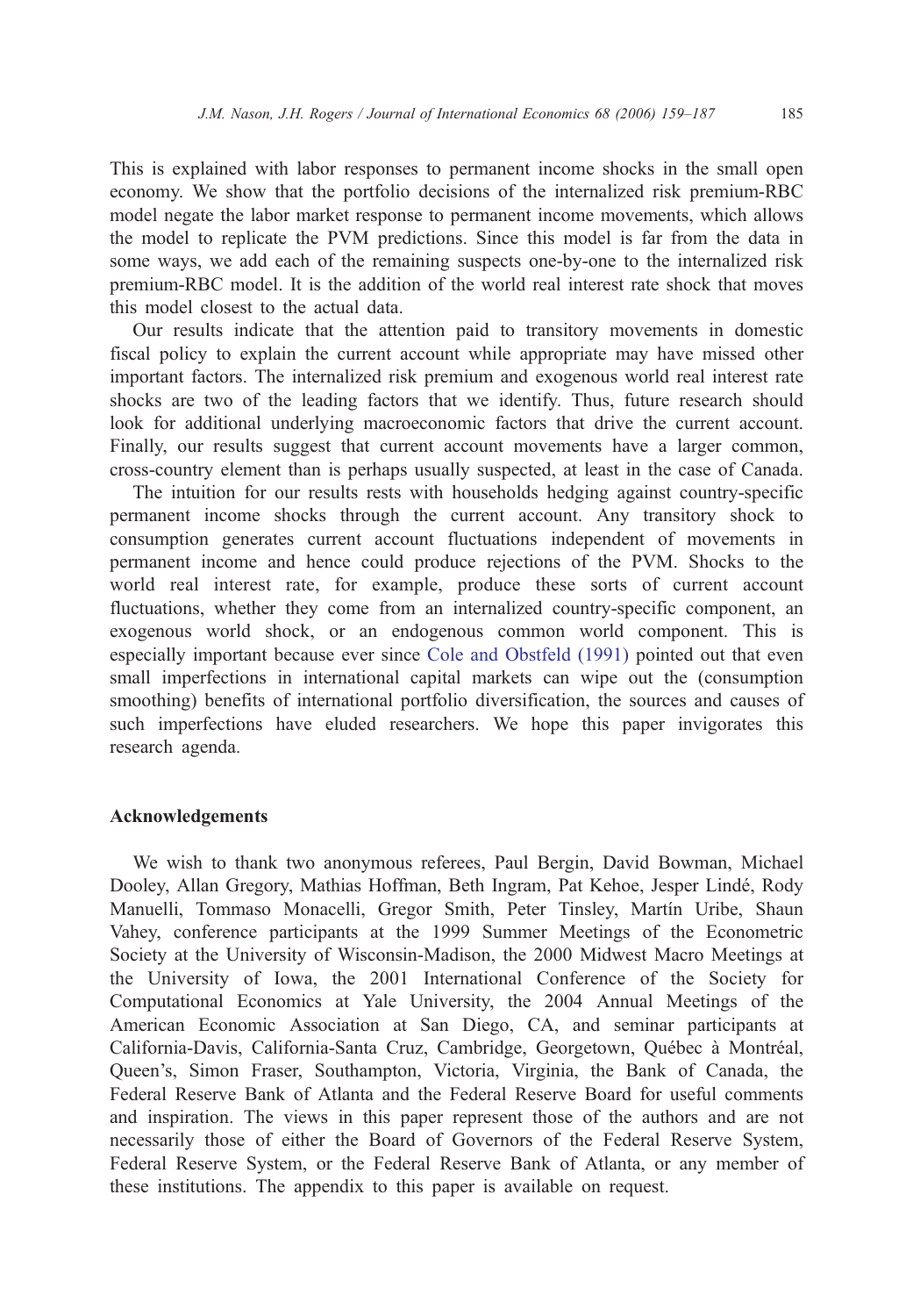This is explained with labor responses to permanent income shocks in the small open economy. We show that the portfolio decisions of the internalized risk premium-RBC model negate the labor market response to permanent income movements, which allows the model to replicate the PVM predictions. Since this model is far from the data in some ways, we add each of the remaining suspects one-by-one to the internalized risk premium-RBC model. It is the addition of the world real interest rate shock that moves this model closest to the actual data.

Our results indicate that the attention paid to transitory movements in domestic fiscal policy to explain the current account while appropriate may have missed other important factors. The internalized risk premium and exogenous world real interest rate shocks are two of the leading factors that we identify. Thus, future research should look for additional underlying macroeconomic factors that drive the current account. Finally, our results suggest that current account movements have a larger common, cross-country element than is perhaps usually suspected, at least in the case of Canada.

The intuition for our results rests with households hedging against country-specific permanent income shocks through the current account. Any transitory shock to consumption generates current account fluctuations independent of movements in permanent income and hence could produce rejections of the PVM. Shocks to the world real interest rate, for example, produce these sorts of current account fluctuations, whether they come from an internalized country-specific component, an exogenous world shock, or an endogenous common world component. This is especially important because ever since Cole and Obstfeld (1991) pointed out that even small imperfections in international capital markets can wipe out the (consumption smoothing) benefits of international portfolio diversification, the sources and causes of such imperfections have eluded researchers. We hope this paper invigorates this research agenda.

## Acknowledgements

We wish to thank two anonymous referees, Paul Bergin, David Bowman, Michael Dooley, Allan Gregory, Mathias Hoffman, Beth Ingram, Pat Kehoe, Jesper Lindé, Rody Manuelli, Tommaso Monacelli, Gregor Smith, Peter Tinsley, Martín Uribe, Shaun Vahey, conference participants at the 1999 Summer Meetings of the Econometric Society at the University of Wisconsin-Madison, the 2000 Midwest Macro Meetings at the University of Iowa, the 2001 International Conference of the Society for Computational Economics at Yale University, the 2004 Annual Meetings of the American Economic Association at San Diego, CA, and seminar participants at California-Davis, California-Santa Cruz, Cambridge, Georgetown, Québec à Montréal, Queen's, Simon Fraser, Southampton, Victoria, Virginia, the Bank of Canada, the Federal Reserve Bank of Atlanta and the Federal Reserve Board for useful comments and inspiration. The views in this paper represent those of the authors and are not necessarily those of either the Board of Governors of the Federal Reserve System, Federal Reserve System, or the Federal Reserve Bank of Atlanta, or any member of these institutions. The appendix to this paper is available on request.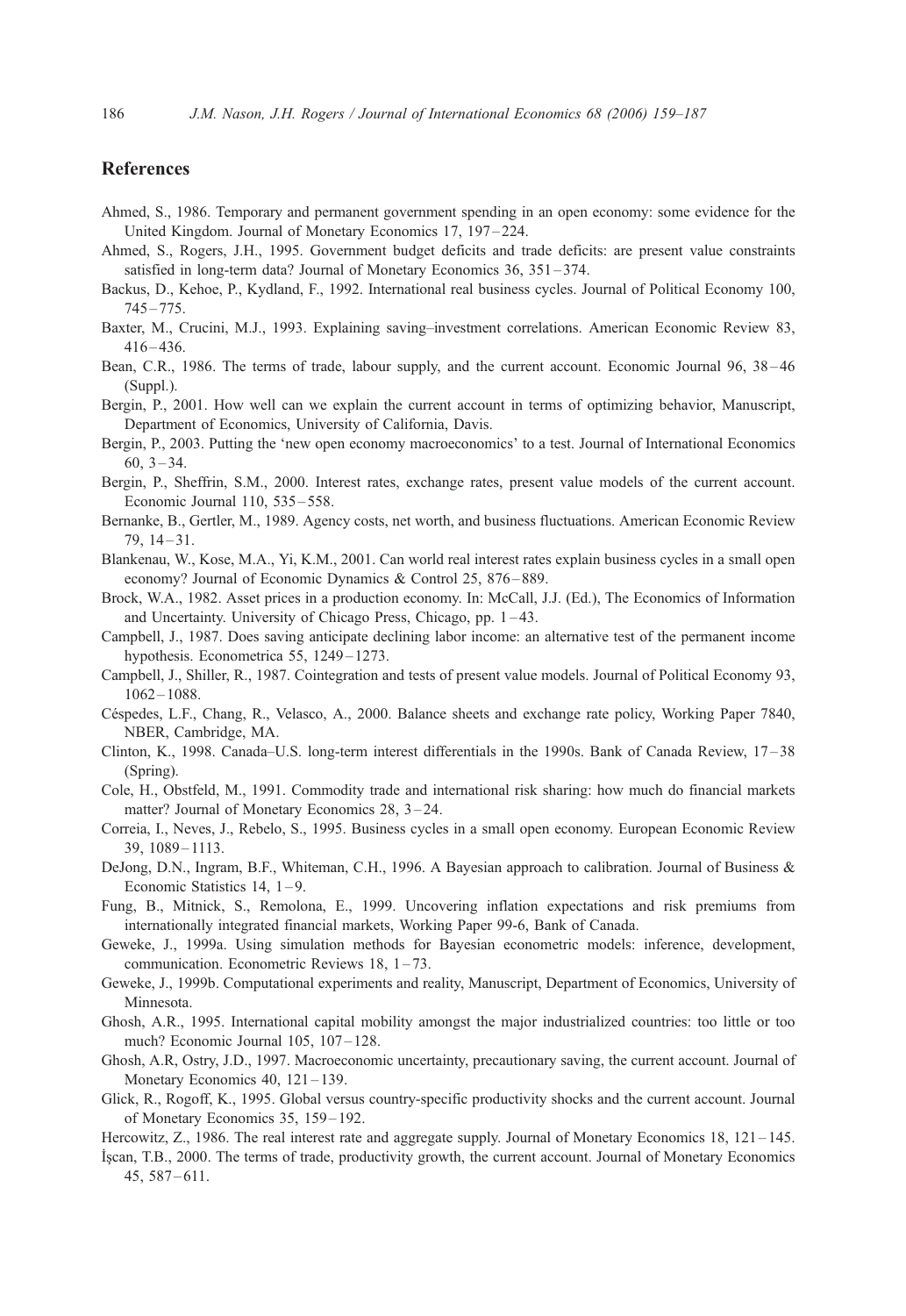## References

Ahmed, S., 1986. Temporary and permanent government spending in an open economy: some evidence for the United Kingdom. Journal of Monetary Economics 17, 197–224.

Ahmed, S., Rogers, J.H., 1995. Government budget deficits and trade deficits: are present value constraints satisfied in long-term data? Journal of Monetary Economics 36, 351–374.

Backus, D., Kehoe, P., Kydland, F., 1992. International real business cycles. Journal of Political Economy 100, 745–775.

Baxter, M., Crucini, M.J., 1993. Explaining saving–investment correlations. American Economic Review 83, 416–436.

Bean, C.R., 1986. The terms of trade, labour supply, and the current account. Economic Journal 96, 38–46 (Suppl.).

Bergin, P., 2001. How well can we explain the current account in terms of optimizing behavior, Manuscript, Department of Economics, University of California, Davis.

Bergin, P., 2003. Putting the 'new open economy macroeconomics' to a test. Journal of International Economics 60, 3–34.

Bergin, P., Sheffrin, S.M., 2000. Interest rates, exchange rates, present value models of the current account. Economic Journal 110, 535–558.

Bernanke, B., Gertler, M., 1989. Agency costs, net worth, and business fluctuations. American Economic Review 79, 14–31.

Blankenau, W., Kose, M.A., Yi, K.M., 2001. Can world real interest rates explain business cycles in a small open economy? Journal of Economic Dynamics & Control 25, 876–889.

Brock, W.A., 1982. Asset prices in a production economy. In: McCall, J.J. (Ed.), The Economics of Information and Uncertainty. University of Chicago Press, Chicago, pp. 1–43.

Campbell, J., 1987. Does saving anticipate declining labor income: an alternative test of the permanent income hypothesis. Econometrica 55, 1249–1273.

Campbell, J., Shiller, R., 1987. Cointegration and tests of present value models. Journal of Political Economy 93, 1062–1088.

Céspedes, L.F., Chang, R., Velasco, A., 2000. Balance sheets and exchange rate policy, Working Paper 7840, NBER, Cambridge, MA.

Clinton, K., 1998. Canada–U.S. long-term interest differentials in the 1990s. Bank of Canada Review, 17–38 (Spring).

Cole, H., Obstfeld, M., 1991. Commodity trade and international risk sharing: how much do financial markets matter? Journal of Monetary Economics 28, 3–24.

Correia, I., Neves, J., Rebelo, S., 1995. Business cycles in a small open economy. European Economic Review 39, 1089–1113.

DeJong, D.N., Ingram, B.F., Whiteman, C.H., 1996. A Bayesian approach to calibration. Journal of Business & Economic Statistics 14, 1–9.

Fung, B., Mitnick, S., Remolona, E., 1999. Uncovering inflation expectations and risk premiums from internationally integrated financial markets, Working Paper 99-6, Bank of Canada.

Geweke, J., 1999a. Using simulation methods for Bayesian econometric models: inference, development, communication. Econometric Reviews 18, 1–73.

Geweke, J., 1999b. Computational experiments and reality, Manuscript, Department of Economics, University of Minnesota.

Ghosh, A.R., 1995. International capital mobility amongst the major industrialized countries: too little or too much? Economic Journal 105, 107–128.

Ghosh, A.R, Ostry, J.D., 1997. Macroeconomic uncertainty, precautionary saving, the current account. Journal of Monetary Economics 40, 121–139.

Glick, R., Rogoff, K., 1995. Global versus country-specific productivity shocks and the current account. Journal of Monetary Economics 35, 159–192.

Hercowitz, Z., 1986. The real interest rate and aggregate supply. Journal of Monetary Economics 18, 121–145.

İşcan, T.B., 2000. The terms of trade, productivity growth, the current account. Journal of Monetary Economics 45, 587–611.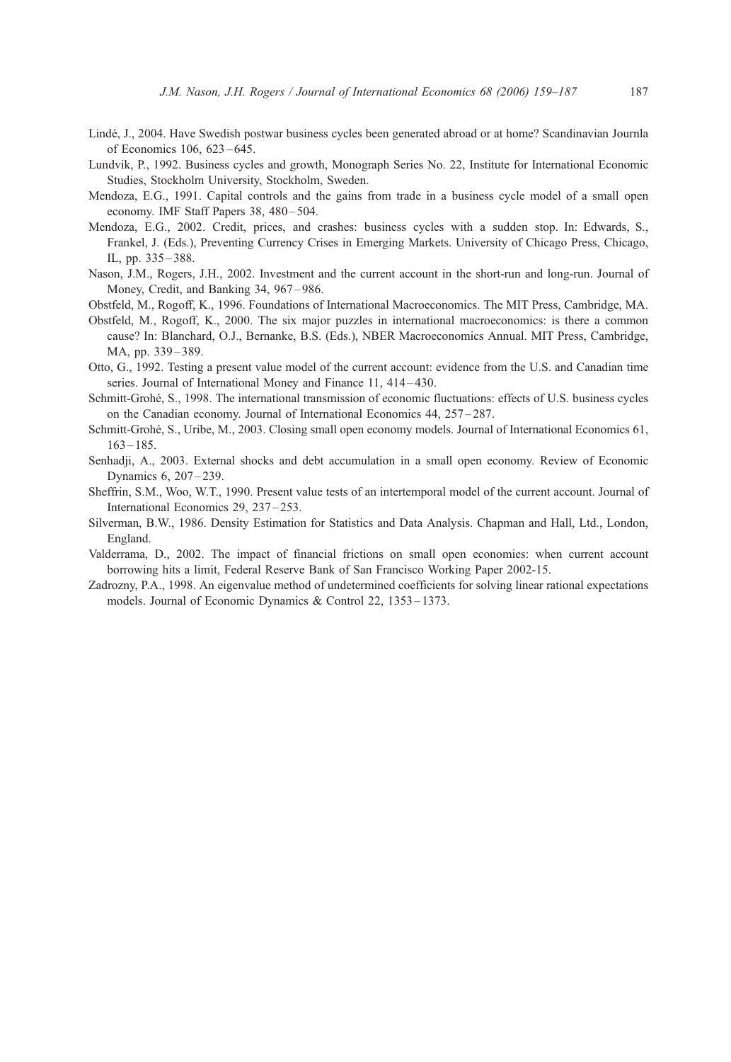Lindé, J., 2004. Have Swedish postwar business cycles been generated abroad or at home? Scandinavian Journla of Economics 106, 623–645.

Lundvik, P., 1992. Business cycles and growth, Monograph Series No. 22, Institute for International Economic Studies, Stockholm University, Stockholm, Sweden.

Mendoza, E.G., 1991. Capital controls and the gains from trade in a business cycle model of a small open economy. IMF Staff Papers 38, 480–504.

Mendoza, E.G., 2002. Credit, prices, and crashes: business cycles with a sudden stop. In: Edwards, S., Frankel, J. (Eds.), Preventing Currency Crises in Emerging Markets. University of Chicago Press, Chicago, IL, pp. 335–388.

Nason, J.M., Rogers, J.H., 2002. Investment and the current account in the short-run and long-run. Journal of Money, Credit, and Banking 34, 967–986.

Obstfeld, M., Rogoff, K., 1996. Foundations of International Macroeconomics. The MIT Press, Cambridge, MA.

Obstfeld, M., Rogoff, K., 2000. The six major puzzles in international macroeconomics: is there a common cause? In: Blanchard, O.J., Bernanke, B.S. (Eds.), NBER Macroeconomics Annual. MIT Press, Cambridge, MA, pp. 339–389.

Otto, G., 1992. Testing a present value model of the current account: evidence from the U.S. and Canadian time series. Journal of International Money and Finance 11, 414–430.

Schmitt-Grohé, S., 1998. The international transmission of economic fluctuations: effects of U.S. business cycles on the Canadian economy. Journal of International Economics 44, 257–287.

Schmitt-Grohé, S., Uribe, M., 2003. Closing small open economy models. Journal of International Economics 61, 163–185.

Senhadji, A., 2003. External shocks and debt accumulation in a small open economy. Review of Economic Dynamics 6, 207–239.

Sheffrin, S.M., Woo, W.T., 1990. Present value tests of an intertemporal model of the current account. Journal of International Economics 29, 237–253.

Silverman, B.W., 1986. Density Estimation for Statistics and Data Analysis. Chapman and Hall, Ltd., London, England.

Valderrama, D., 2002. The impact of financial frictions on small open economies: when current account borrowing hits a limit, Federal Reserve Bank of San Francisco Working Paper 2002-15.

Zadrozny, P.A., 1998. An eigenvalue method of undetermined coefficients for solving linear rational expectations models. Journal of Economic Dynamics & Control 22, 1353–1373.